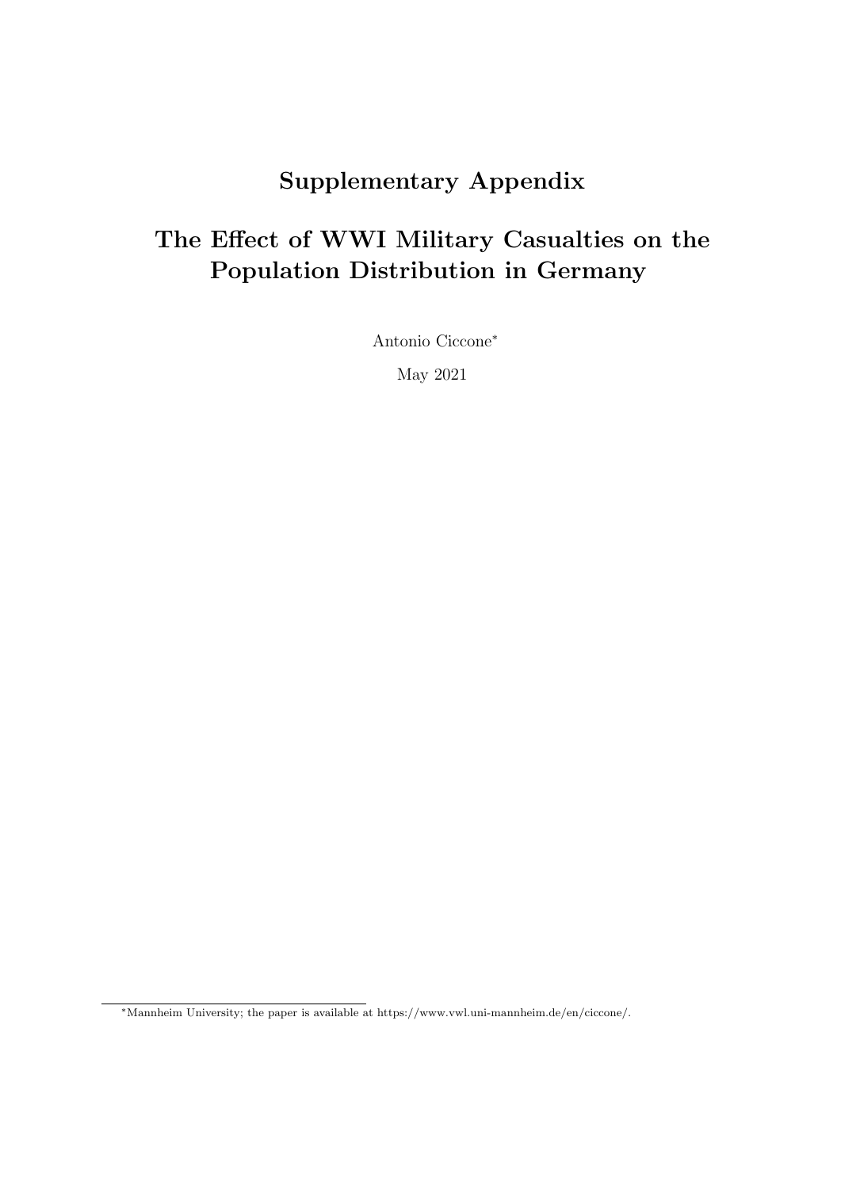# Supplementary Appendix

# The Effect of WWI Military Casualties on the Population Distribution in Germany

Antonio Ciccone*

May 2021

*Mannheim University; the paper is available at https://www.vwl.uni-mannheim.de/en/ciccone/.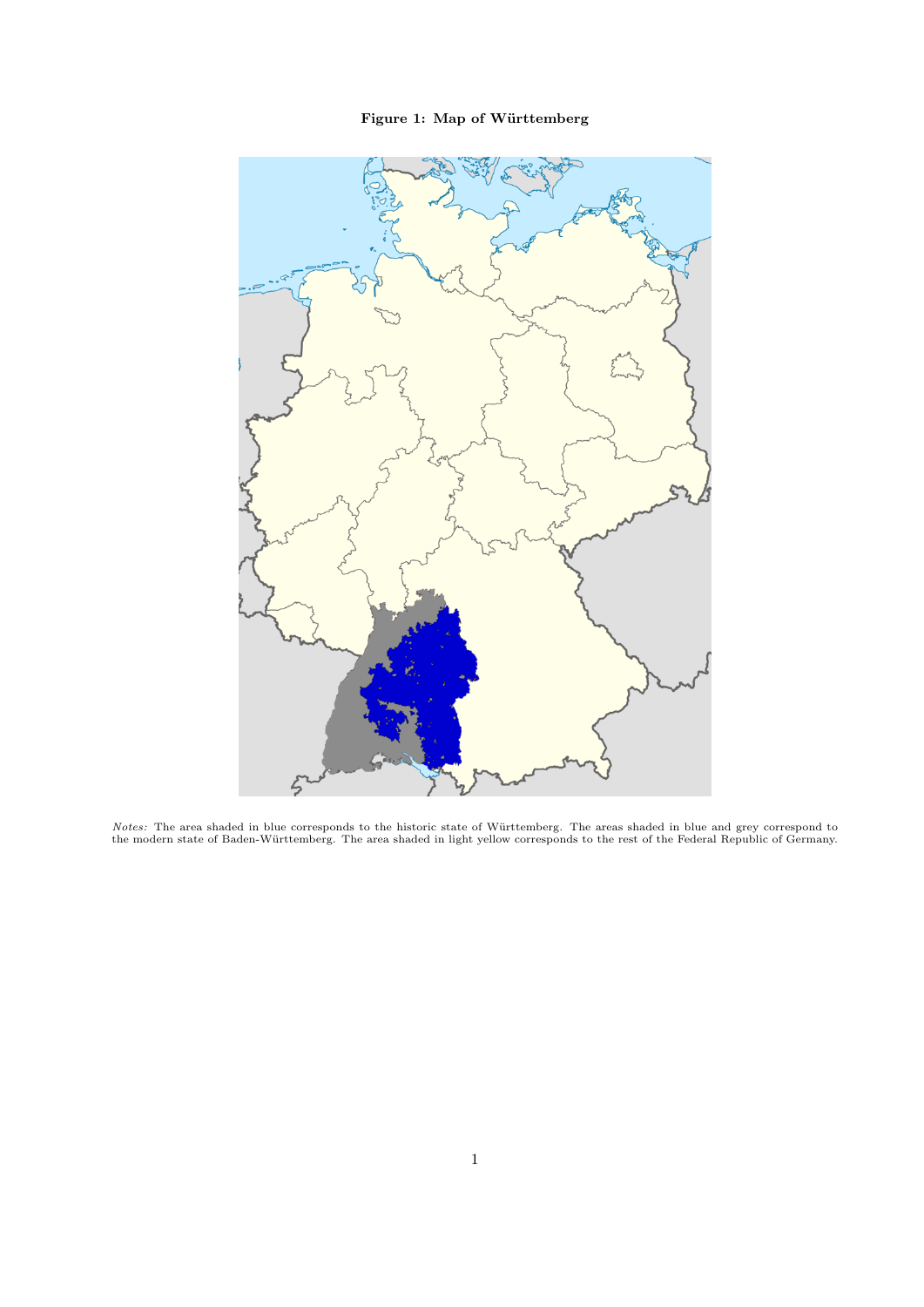**Figure 1: Map of Württemberg**

*Notes:* The area shaded in blue corresponds to the historic state of Württemberg. The areas shaded in blue and grey correspond to the modern state of Baden-Württemberg. The area shaded in light yellow corresponds to the rest of the Federal Republic of Germany.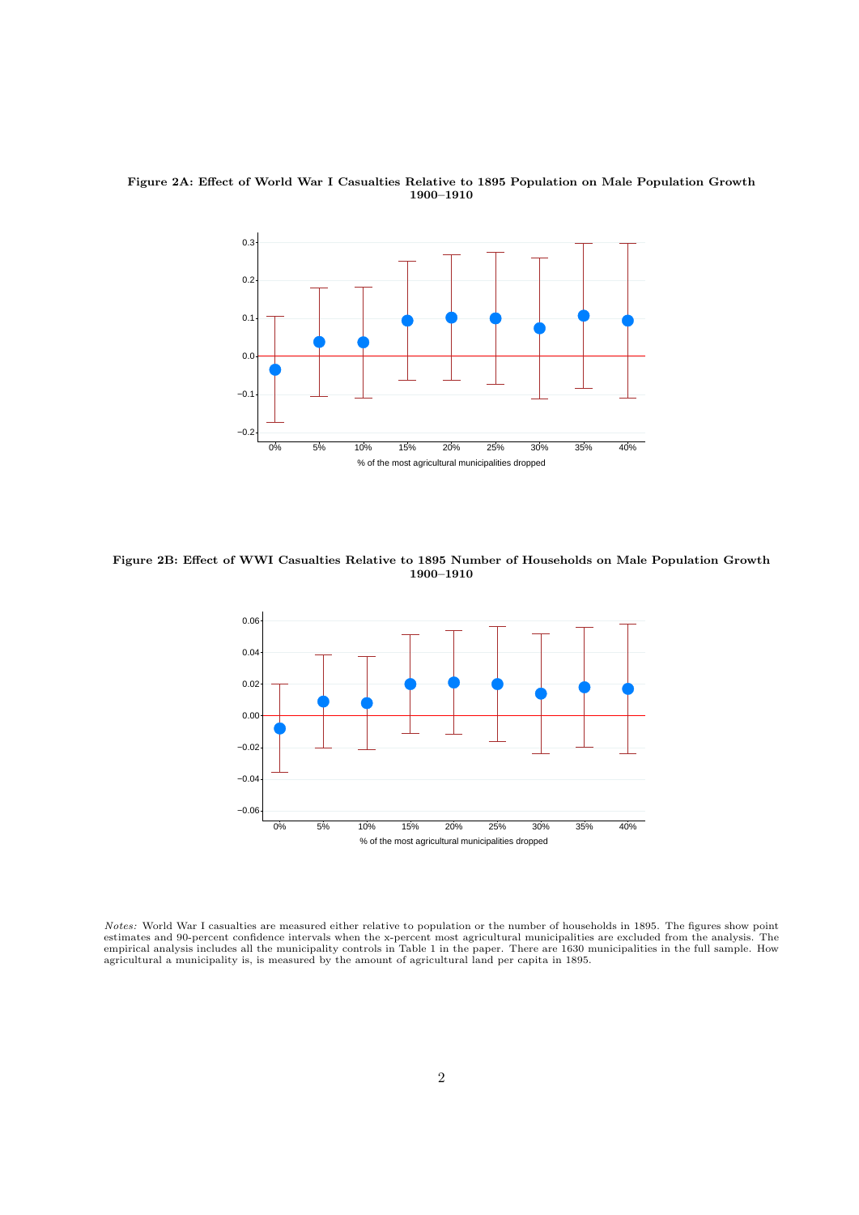**Figure 2A: Effect of World War I Casualties Relative to 1895 Population on Male Population Growth 1900–1910**

**Figure 2B: Effect of WWI Casualties Relative to 1895 Number of Households on Male Population Growth 1900–1910**

*Notes:* World War I casualties are measured either relative to population or the number of households in 1895. The figures show point estimates and 90-percent confidence intervals when the x-percent most agricultural municipalities are excluded from the analysis. The empirical analysis includes all the municipality controls in Table 1 in the paper. There are 1630 municipalities in the full sample. How agricultural a municipality is, is measured by the amount of agricultural land per capita in 1895.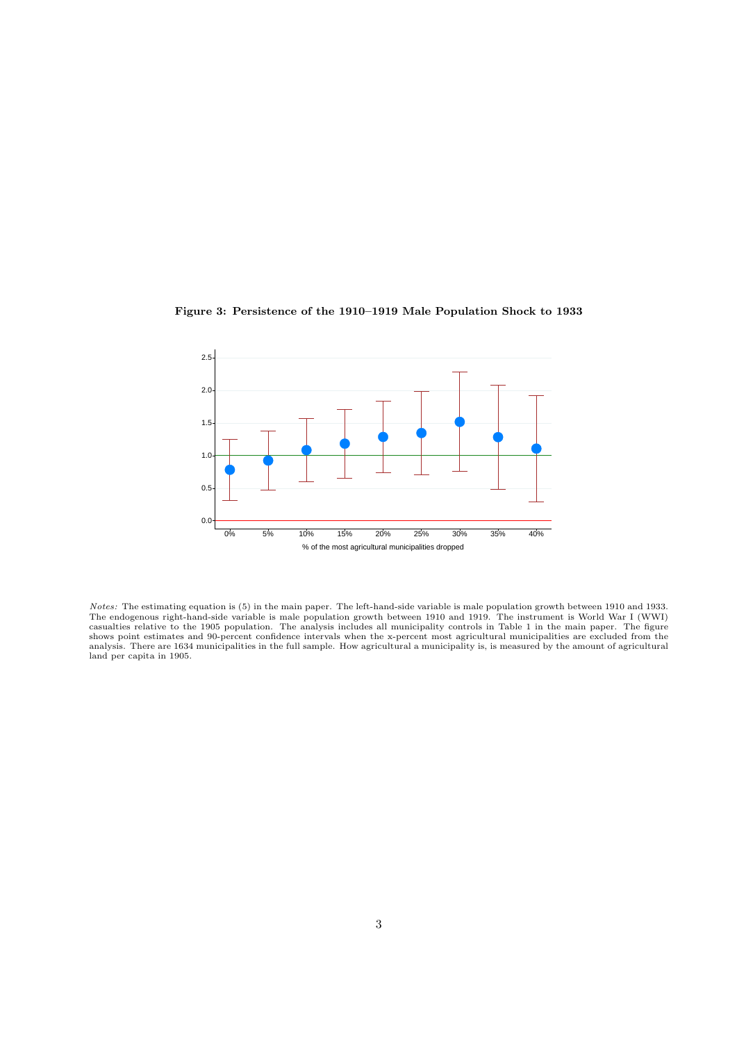**Figure 3: Persistence of the 1910–1919 Male Population Shock to 1933**

*Notes:* The estimating equation is (5) in the main paper. The left-hand-side variable is male population growth between 1910 and 1933. The endogenous right-hand-side variable is male population growth between 1910 and 1919. The instrument is World War I (WWI) casualties relative to the 1905 population. The analysis includes all municipality controls in Table 1 in the main paper. The figure shows point estimates and 90-percent confidence intervals when the x-percent most agricultural municipalities are excluded from the analysis. There are 1634 municipalities in the full sample. How agricultural a municipality is, is measured by the amount of agricultural land per capita in 1905.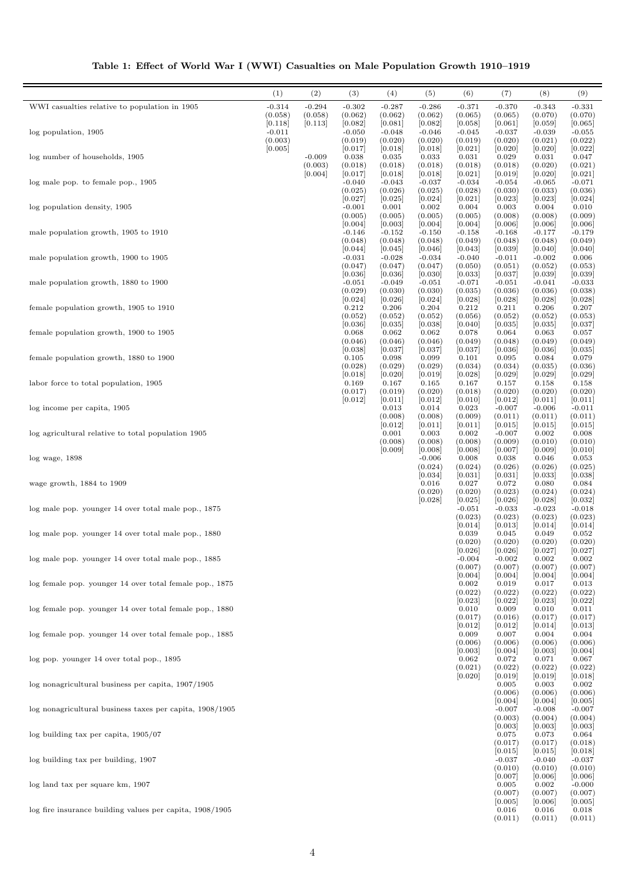**Table 1: Effect of World War I (WWI) Casualties on Male Population Growth 1910–1919**

| | (1) | (2) | (3) | (4) | (5) | (6) | (7) | (8) | (9) |
|---|---|---|---|---|---|---|---|---|---|
| WWI casualties relative to population in 1905 | -0.314 | -0.294 | -0.302 | -0.287 | -0.286 | -0.371 | -0.370 | -0.343 | -0.331 |
| | (0.058) | (0.058) | (0.062) | (0.062) | (0.062) | (0.065) | (0.065) | (0.070) | (0.070) |
| | [0.118] | [0.113] | [0.082] | [0.081] | [0.082] | [0.058] | [0.061] | [0.059] | [0.065] |
| log population, 1905 | -0.011 | | -0.050 | -0.048 | -0.046 | -0.045 | -0.037 | -0.039 | -0.055 |
| | (0.003) | | (0.019) | (0.020) | (0.020) | (0.019) | (0.020) | (0.021) | (0.022) |
| | [0.005] | | [0.017] | [0.018] | [0.018] | [0.021] | [0.020] | [0.020] | [0.022] |
| log number of households, 1905 | | -0.009 | 0.038 | 0.035 | 0.033 | 0.031 | 0.029 | 0.031 | 0.047 |
| | | (0.003) | (0.018) | (0.018) | (0.018) | (0.018) | (0.018) | (0.020) | (0.021) |
| | | [0.004] | [0.017] | [0.018] | [0.018] | [0.021] | [0.019] | [0.020] | [0.021] |
| log male pop. to female pop., 1905 | | | -0.040 | -0.043 | -0.037 | -0.034 | -0.054 | -0.065 | -0.071 |
| | | | (0.025) | (0.026) | (0.025) | (0.028) | (0.030) | (0.033) | (0.036) |
| | | | [0.027] | [0.025] | [0.024] | [0.021] | [0.023] | [0.023] | [0.024] |
| log population density, 1905 | | | -0.001 | 0.001 | 0.002 | 0.004 | 0.003 | 0.004 | 0.010 |
| | | | (0.005) | (0.005) | (0.005) | (0.005) | (0.008) | (0.008) | (0.009) |
| | | | [0.004] | [0.003] | [0.004] | [0.004] | [0.006] | [0.006] | [0.006] |
| male population growth, 1905 to 1910 | | | -0.146 | -0.152 | -0.150 | -0.158 | -0.168 | -0.177 | -0.179 |
| | | | (0.048) | (0.048) | (0.048) | (0.049) | (0.048) | (0.048) | (0.049) |
| | | | [0.044] | [0.045] | [0.046] | [0.043] | [0.039] | [0.040] | [0.040] |
| male population growth, 1900 to 1905 | | | -0.031 | -0.028 | -0.034 | -0.040 | -0.011 | -0.002 | 0.006 |
| | | | (0.047) | (0.047) | (0.047) | (0.050) | (0.051) | (0.052) | (0.053) |
| | | | [0.036] | [0.036] | [0.030] | [0.033] | [0.037] | [0.039] | [0.039] |
| male population growth, 1880 to 1900 | | | -0.051 | -0.049 | -0.051 | -0.071 | -0.051 | -0.041 | -0.033 |
| | | | (0.029) | (0.030) | (0.030) | (0.035) | (0.036) | (0.036) | (0.038) |
| | | | [0.024] | [0.026] | [0.024] | [0.028] | [0.028] | [0.028] | [0.028] |
| female population growth, 1905 to 1910 | | | 0.212 | 0.206 | 0.204 | 0.212 | 0.211 | 0.206 | 0.207 |
| | | | (0.052) | (0.052) | (0.052) | (0.056) | (0.052) | (0.052) | (0.053) |
| | | | [0.036] | [0.035] | [0.038] | [0.040] | [0.035] | [0.035] | [0.037] |
| female population growth, 1900 to 1905 | | | 0.068 | 0.062 | 0.062 | 0.078 | 0.064 | 0.063 | 0.057 |
| | | | (0.046) | (0.046) | (0.046) | (0.049) | (0.048) | (0.049) | (0.049) |
| | | | [0.038] | [0.037] | [0.037] | [0.037] | [0.036] | [0.036] | [0.035] |
| female population growth, 1880 to 1900 | | | 0.105 | 0.098 | 0.099 | 0.101 | 0.095 | 0.084 | 0.079 |
| | | | (0.028) | (0.029) | (0.029) | (0.034) | (0.034) | (0.035) | (0.036) |
| | | | [0.018] | [0.020] | [0.019] | [0.028] | [0.029] | [0.029] | [0.029] |
| labor force to total population, 1905 | | | 0.169 | 0.167 | 0.165 | 0.167 | 0.157 | 0.158 | 0.158 |
| | | | (0.017) | (0.019) | (0.020) | (0.018) | (0.020) | (0.020) | (0.020) |
| | | | [0.012] | [0.011] | [0.012] | [0.010] | [0.012] | [0.011] | [0.011] |
| log income per capita, 1905 | | | | 0.013 | 0.014 | 0.023 | -0.007 | -0.006 | -0.011 |
| | | | | (0.008) | (0.009) | (0.009) | (0.011) | (0.011) | (0.011) |
| | | | | [0.012] | [0.011] | [0.011] | [0.015] | [0.015] | [0.015] |
| log agricultural relative to total population 1905 | | | | 0.001 | 0.003 | 0.002 | -0.007 | 0.002 | 0.008 |
| | | | | (0.008) | (0.008) | (0.008) | (0.009) | (0.010) | (0.010) |
| | | | | [0.009] | [0.008] | [0.008] | [0.007] | [0.009] | [0.010] |
| log wage, 1898 | | | | | -0.006 | 0.008 | 0.038 | 0.046 | 0.053 |
| | | | | | (0.024) | (0.024) | (0.026) | (0.026) | (0.025) |
| | | | | | [0.034] | [0.031] | [0.031] | [0.033] | [0.038] |
| wage growth, 1884 to 1909 | | | | | 0.016 | 0.027 | 0.072 | 0.080 | 0.084 |
| | | | | | (0.020) | (0.020) | (0.023) | (0.024) | (0.024) |
| | | | | | [0.028] | [0.025] | [0.026] | [0.028] | [0.032] |
| log male pop. younger 14 over total male pop., 1875 | | | | | | -0.051 | -0.033 | -0.023 | -0.018 |
| | | | | | | (0.023) | (0.023) | (0.023) | (0.023) |
| | | | | | | [0.014] | [0.013] | [0.014] | [0.014] |
| log male pop. younger 14 over total male pop., 1880 | | | | | | 0.039 | 0.045 | 0.049 | 0.052 |
| | | | | | | (0.020) | (0.020) | (0.020) | (0.020) |
| | | | | | | [0.026] | [0.026] | [0.027] | [0.027] |
| log male pop. younger 14 over total male pop., 1885 | | | | | | -0.004 | -0.002 | 0.002 | 0.002 |
| | | | | | | (0.007) | (0.007) | (0.007) | (0.007) |
| | | | | | | [0.004] | [0.004] | [0.004] | [0.004] |
| log female pop. younger 14 over total female pop., 1875 | | | | | | 0.002 | 0.019 | 0.017 | 0.013 |
| | | | | | | (0.022) | (0.022) | (0.022) | (0.022) |
| | | | | | | [0.023] | [0.022] | [0.023] | [0.022] |
| log female pop. younger 14 over total female pop., 1880 | | | | | | 0.010 | 0.009 | 0.010 | 0.011 |
| | | | | | | (0.017) | (0.016) | (0.017) | (0.017) |
| | | | | | | [0.012] | [0.012] | [0.014] | [0.013] |
| log female pop. younger 14 over total female pop., 1885 | | | | | | 0.009 | 0.007 | 0.004 | 0.004 |
| | | | | | | (0.006) | (0.006) | (0.006) | (0.006) |
| | | | | | | [0.003] | [0.004] | [0.003] | [0.004] |
| log pop. younger 14 over total pop., 1895 | | | | | | 0.062 | 0.072 | 0.071 | 0.067 |
| | | | | | | (0.021) | (0.022) | (0.022) | (0.022) |
| | | | | | | [0.020] | [0.019] | [0.019] | [0.018] |
| log nonagricultural business per capita, 1907/1905 | | | | | | | 0.005 | 0.003 | 0.002 |
| | | | | | | | (0.006) | (0.006) | (0.006) |
| | | | | | | | [0.004] | [0.004] | [0.005] |
| log nonagricultural business taxes per capita, 1908/1905 | | | | | | | -0.007 | -0.008 | -0.007 |
| | | | | | | | (0.003) | (0.004) | (0.004) |
| | | | | | | | [0.003] | [0.003] | [0.003] |
| log building tax per capita, 1905/07 | | | | | | | 0.075 | 0.073 | 0.064 |
| | | | | | | | (0.017) | (0.017) | (0.018) |
| | | | | | | | [0.015] | [0.015] | [0.018] |
| log building tax per building, 1907 | | | | | | | -0.037 | -0.040 | -0.037 |
| | | | | | | | (0.010) | (0.010) | (0.010) |
| | | | | | | | [0.007] | [0.006] | [0.006] |
| log land tax per square km, 1907 | | | | | | | 0.005 | 0.002 | -0.000 |
| | | | | | | | (0.007) | (0.007) | (0.007) |
| | | | | | | | [0.005] | [0.006] | [0.005] |
| log fire insurance building values per capita, 1908/1905 | | | | | | | 0.016 | 0.016 | 0.018 |
| | | | | | | | (0.011) | (0.011) | (0.011) |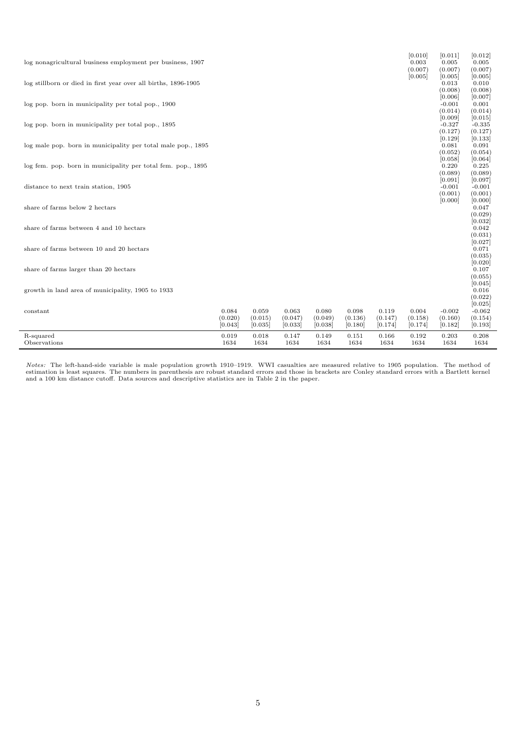| | | | | | | | | | |
|---|---|---|---|---|---|---|---|---|---|
| | | | | | | | [0.010] | [0.011] | [0.012] |
| log nonagricultural business employment per business, 1907 | | | | | | | 0.003 | 0.005 | 0.005 |
| | | | | | | | (0.007) | (0.007) | (0.007) |
| | | | | | | | [0.005] | [0.005] | [0.005] |
| log stillborn or died in first year over all births, 1896-1905 | | | | | | | | 0.013 | 0.010 |
| | | | | | | | | (0.008) | (0.008) |
| | | | | | | | | [0.006] | [0.007] |
| log pop. born in municipality per total pop., 1900 | | | | | | | | -0.001 | 0.001 |
| | | | | | | | | (0.014) | (0.014) |
| | | | | | | | | [0.009] | [0.015] |
| log pop. born in municipality per total pop., 1895 | | | | | | | | -0.327 | -0.335 |
| | | | | | | | | (0.127) | (0.127) |
| | | | | | | | | [0.129] | [0.133] |
| log male pop. born in municipality per total male pop., 1895 | | | | | | | | 0.081 | 0.091 |
| | | | | | | | | (0.052) | (0.054) |
| | | | | | | | | [0.058] | [0.064] |
| log fem. pop. born in municipality per total fem. pop., 1895 | | | | | | | | 0.220 | 0.225 |
| | | | | | | | | (0.089) | (0.089) |
| | | | | | | | | [0.091] | [0.097] |
| distance to next train station, 1905 | | | | | | | | -0.001 | -0.001 |
| | | | | | | | | (0.001) | (0.001) |
| | | | | | | | | [0.000] | [0.000] |
| share of farms below 2 hectars | | | | | | | | | 0.047 |
| | | | | | | | | | (0.029) |
| | | | | | | | | | [0.032] |
| share of farms between 4 and 10 hectars | | | | | | | | | 0.042 |
| | | | | | | | | | (0.031) |
| | | | | | | | | | [0.027] |
| share of farms between 10 and 20 hectars | | | | | | | | | 0.071 |
| | | | | | | | | | (0.035) |
| | | | | | | | | | [0.020] |
| share of farms larger than 20 hectars | | | | | | | | | 0.107 |
| | | | | | | | | | (0.055) |
| | | | | | | | | | [0.045] |
| growth in land area of municipality, 1905 to 1933 | | | | | | | | | 0.016 |
| | | | | | | | | | (0.022) |
| | | | | | | | | | [0.025] |
| constant | 0.084 | 0.059 | 0.063 | 0.080 | 0.098 | 0.119 | 0.004 | -0.002 | -0.062 |
| | (0.020) | (0.015) | (0.047) | (0.049) | (0.136) | (0.147) | (0.158) | (0.160) | (0.154) |
| | [0.043] | [0.035] | [0.033] | [0.038] | [0.180] | [0.174] | [0.174] | [0.182] | [0.193] |
| R-squared | 0.019 | 0.018 | 0.147 | 0.149 | 0.151 | 0.166 | 0.192 | 0.203 | 0.208 |
| Observations | 1634 | 1634 | 1634 | 1634 | 1634 | 1634 | 1634 | 1634 | 1634 |

*Notes:* The left-hand-side variable is male population growth 1910–1919. WWI casualties are measured relative to 1905 population. The method of estimation is least squares. The numbers in parenthesis are robust standard errors and those in brackets are Conley standard errors with a Bartlett kernel and a 100 km distance cutoff. Data sources and descriptive statistics are in Table 2 in the paper.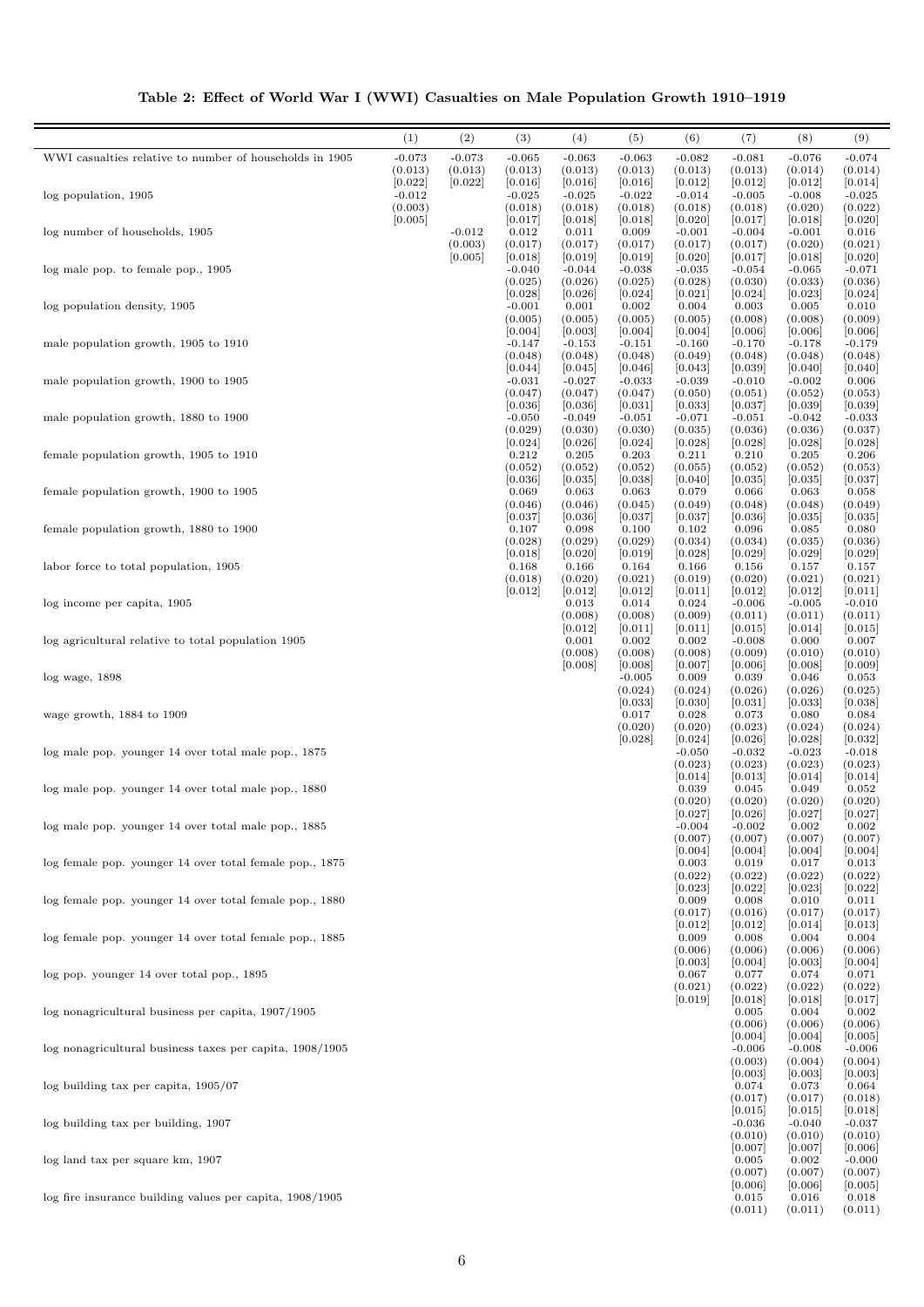**Table 2: Effect of World War I (WWI) Casualties on Male Population Growth 1910–1919**

| | (1) | (2) | (3) | (4) | (5) | (6) | (7) | (8) | (9) |
|---|---|---|---|---|---|---|---|---|---|
| WWI casualties relative to number of households in 1905 | -0.073 | -0.073 | -0.065 | -0.063 | -0.063 | -0.082 | -0.081 | -0.076 | -0.074 |
| | (0.013) | (0.013) | (0.013) | (0.013) | (0.013) | (0.013) | (0.013) | (0.014) | (0.014) |
| | [0.022] | [0.022] | [0.016] | [0.016] | [0.016] | [0.012] | [0.012] | [0.012] | [0.014] |
| log population, 1905 | -0.012 | | -0.025 | -0.025 | -0.022 | -0.014 | -0.005 | -0.008 | -0.025 |
| | (0.003) | | (0.018) | (0.018) | (0.018) | (0.018) | (0.018) | (0.020) | (0.022) |
| | [0.005] | | [0.017] | [0.018] | [0.018] | [0.020] | [0.017] | [0.018] | [0.020] |
| log number of households, 1905 | | -0.012 | 0.012 | 0.011 | 0.009 | -0.001 | -0.004 | -0.001 | 0.016 |
| | | (0.003) | (0.017) | (0.017) | (0.017) | (0.017) | (0.017) | (0.020) | (0.021) |
| | | [0.005] | [0.018] | [0.019] | [0.019] | [0.020] | [0.017] | [0.018] | [0.020] |
| log male pop. to female pop., 1905 | | | -0.040 | -0.044 | -0.038 | -0.035 | -0.054 | -0.065 | -0.071 |
| | | | (0.025) | (0.026) | (0.025) | (0.028) | (0.030) | (0.033) | (0.036) |
| | | | [0.028] | [0.026] | [0.024] | [0.021] | [0.024] | [0.023] | [0.024] |
| log population density, 1905 | | | -0.001 | 0.001 | 0.002 | 0.004 | 0.003 | 0.005 | 0.010 |
| | | | (0.005) | (0.005) | (0.005) | (0.005) | (0.008) | (0.008) | (0.009) |
| | | | [0.004] | [0.003] | [0.004] | [0.004] | [0.006] | [0.006] | [0.006] |
| male population growth, 1905 to 1910 | | | -0.147 | -0.153 | -0.151 | -0.160 | -0.170 | -0.178 | -0.179 |
| | | | (0.048) | (0.048) | (0.048) | (0.049) | (0.048) | (0.048) | (0.048) |
| | | | [0.044] | [0.045] | [0.046] | [0.043] | [0.039] | [0.040] | [0.040] |
| male population growth, 1900 to 1905 | | | -0.031 | -0.027 | -0.033 | -0.039 | -0.010 | -0.002 | 0.006 |
| | | | (0.047) | (0.047) | (0.047) | (0.050) | (0.051) | (0.052) | (0.053) |
| | | | [0.036] | [0.036] | [0.031] | [0.033] | [0.037] | [0.039] | [0.039] |
| male population growth, 1880 to 1900 | | | -0.050 | -0.049 | -0.051 | -0.071 | -0.051 | -0.042 | -0.033 |
| | | | (0.029) | (0.030) | (0.030) | (0.035) | (0.036) | (0.036) | (0.037) |
| | | | [0.024] | [0.026] | [0.024] | [0.028] | [0.028] | [0.028] | [0.028] |
| female population growth, 1905 to 1910 | | | 0.212 | 0.205 | 0.203 | 0.211 | 0.210 | 0.205 | 0.206 |
| | | | (0.052) | (0.052) | (0.052) | (0.055) | (0.052) | (0.052) | (0.053) |
| | | | [0.036] | [0.035] | [0.038] | [0.040] | [0.035] | [0.035] | [0.037] |
| female population growth, 1900 to 1905 | | | 0.069 | 0.063 | 0.063 | 0.079 | 0.066 | 0.063 | 0.058 |
| | | | (0.046) | (0.046) | (0.045) | (0.049) | (0.048) | (0.048) | (0.049) |
| | | | [0.037] | [0.036] | [0.037] | [0.037] | [0.036] | [0.035] | [0.035] |
| female population growth, 1880 to 1900 | | | 0.107 | 0.098 | 0.100 | 0.102 | 0.096 | 0.085 | 0.080 |
| | | | (0.028) | (0.029) | (0.029) | (0.034) | (0.034) | (0.035) | (0.036) |
| | | | [0.018] | [0.020] | [0.019] | [0.028] | [0.029] | [0.029] | [0.029] |
| labor force to total population, 1905 | | | 0.168 | 0.166 | 0.164 | 0.166 | 0.156 | 0.157 | 0.157 |
| | | | (0.018) | (0.020) | (0.021) | (0.019) | (0.020) | (0.021) | (0.021) |
| | | | [0.012] | [0.012] | [0.012] | [0.011] | [0.012] | [0.012] | [0.011] |
| log income per capita, 1905 | | | | 0.013 | 0.014 | 0.024 | -0.006 | -0.005 | -0.010 |
| | | | | (0.008) | (0.008) | (0.009) | (0.011) | (0.011) | (0.011) |
| | | | | [0.012] | [0.011] | [0.011] | [0.015] | [0.014] | [0.015] |
| log agricultural relative to total population 1905 | | | | 0.001 | 0.002 | 0.002 | -0.008 | 0.000 | 0.007 |
| | | | | (0.008) | (0.008) | (0.008) | (0.009) | (0.010) | (0.010) |
| | | | | [0.008] | [0.008] | [0.007] | [0.006] | [0.008] | [0.009] |
| log wage, 1898 | | | | | -0.005 | 0.009 | 0.039 | 0.046 | 0.053 |
| | | | | | (0.024) | (0.024) | (0.026) | (0.026) | (0.025) |
| | | | | | [0.033] | [0.030] | [0.031] | [0.033] | [0.038] |
| wage growth, 1884 to 1909 | | | | | 0.017 | 0.028 | 0.073 | 0.080 | 0.084 |
| | | | | | (0.020) | (0.020) | (0.023) | (0.024) | (0.024) |
| | | | | | [0.028] | [0.024] | [0.026] | [0.028] | [0.032] |
| log male pop. younger 14 over total male pop., 1875 | | | | | | -0.050 | -0.032 | -0.023 | -0.018 |
| | | | | | | (0.023) | (0.023) | (0.023) | (0.023) |
| | | | | | | [0.014] | [0.013] | [0.014] | [0.014] |
| log male pop. younger 14 over total male pop., 1880 | | | | | | 0.039 | 0.045 | 0.049 | 0.052 |
| | | | | | | (0.020) | (0.020) | (0.020) | (0.020) |
| | | | | | | [0.027] | [0.026] | [0.027] | [0.027] |
| log male pop. younger 14 over total male pop., 1885 | | | | | | -0.004 | -0.002 | 0.002 | 0.002 |
| | | | | | | (0.007) | (0.007) | (0.007) | (0.007) |
| | | | | | | [0.004] | [0.004] | [0.004] | [0.004] |
| log female pop. younger 14 over total female pop., 1875 | | | | | | 0.003 | 0.019 | 0.017 | 0.013 |
| | | | | | | (0.022) | (0.022) | (0.022) | (0.022) |
| | | | | | | [0.023] | [0.022] | [0.023] | [0.022] |
| log female pop. younger 14 over total female pop., 1880 | | | | | | 0.009 | 0.008 | 0.010 | 0.011 |
| | | | | | | (0.017) | (0.016) | (0.017) | (0.017) |
| | | | | | | [0.012] | [0.012] | [0.014] | [0.013] |
| log female pop. younger 14 over total female pop., 1885 | | | | | | 0.009 | 0.008 | 0.004 | 0.004 |
| | | | | | | (0.006) | (0.006) | (0.006) | (0.006) |
| | | | | | | [0.003] | [0.004] | [0.003] | [0.004] |
| log pop. younger 14 over total pop., 1895 | | | | | | 0.067 | 0.077 | 0.074 | 0.071 |
| | | | | | | (0.021) | (0.022) | (0.022) | (0.022) |
| | | | | | | [0.019] | [0.018] | [0.018] | [0.017] |
| log nonagricultural business per capita, 1907/1905 | | | | | | | 0.005 | 0.004 | 0.002 |
| | | | | | | | (0.006) | (0.006) | (0.006) |
| | | | | | | | [0.004] | [0.004] | [0.005] |
| log nonagricultural business taxes per capita, 1908/1905 | | | | | | | -0.006 | -0.008 | -0.006 |
| | | | | | | | (0.003) | (0.004) | (0.004) |
| | | | | | | | [0.003] | [0.003] | [0.003] |
| log building tax per capita, 1905/07 | | | | | | | 0.074 | 0.073 | 0.064 |
| | | | | | | | (0.017) | (0.017) | (0.018) |
| | | | | | | | [0.015] | [0.015] | [0.018] |
| log building tax per building, 1907 | | | | | | | -0.036 | -0.040 | -0.037 |
| | | | | | | | (0.010) | (0.010) | (0.010) |
| | | | | | | | [0.007] | [0.007] | [0.006] |
| log land tax per square km, 1907 | | | | | | | 0.005 | 0.002 | -0.000 |
| | | | | | | | (0.007) | (0.007) | (0.007) |
| | | | | | | | [0.006] | [0.006] | [0.005] |
| log fire insurance building values per capita, 1908/1905 | | | | | | | 0.015 | 0.016 | 0.018 |
| | | | | | | | (0.011) | (0.011) | (0.011) |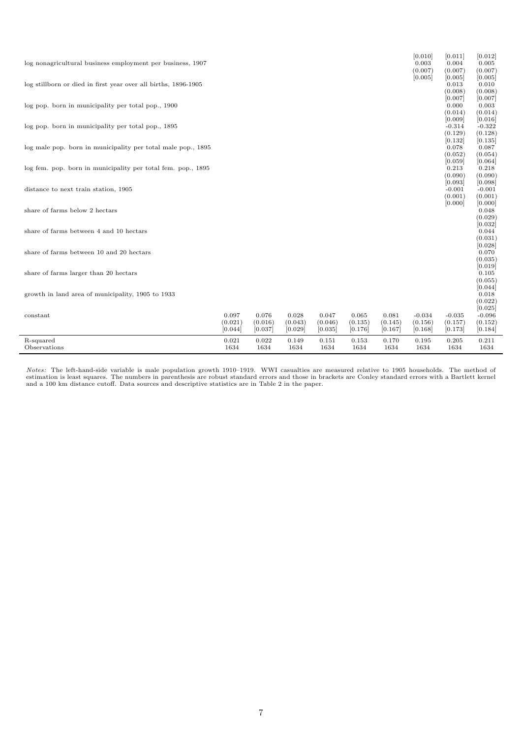| | | | | | | | | | |
|---|---|---|---|---|---|---|---|---|---|
| | | | | | | | [0.010] | [0.011] | [0.012] |
| log nonagricultural business employment per business, 1907 | | | | | | | 0.003 | 0.004 | 0.005 |
| | | | | | | | (0.007) | (0.007) | (0.007) |
| | | | | | | | [0.005] | [0.005] | [0.005] |
| log stillborn or died in first year over all births, 1896-1905 | | | | | | | | 0.013 | 0.010 |
| | | | | | | | | (0.008) | (0.008) |
| | | | | | | | | [0.007] | [0.007] |
| log pop. born in municipality per total pop., 1900 | | | | | | | | 0.000 | 0.003 |
| | | | | | | | | (0.014) | (0.014) |
| | | | | | | | | [0.009] | [0.016] |
| log pop. born in municipality per total pop., 1895 | | | | | | | | -0.314 | -0.322 |
| | | | | | | | | (0.129) | (0.128) |
| | | | | | | | | [0.132] | [0.135] |
| log male pop. born in municipality per total male pop., 1895 | | | | | | | | 0.078 | 0.087 |
| | | | | | | | | (0.052) | (0.054) |
| | | | | | | | | [0.059] | [0.064] |
| log fem. pop. born in municipality per total fem. pop., 1895 | | | | | | | | 0.213 | 0.218 |
| | | | | | | | | (0.090) | (0.090) |
| | | | | | | | | [0.093] | [0.098] |
| distance to next train station, 1905 | | | | | | | | -0.001 | -0.001 |
| | | | | | | | | (0.001) | (0.001) |
| | | | | | | | | [0.000] | [0.000] |
| share of farms below 2 hectars | | | | | | | | | 0.048 |
| | | | | | | | | | (0.029) |
| | | | | | | | | | [0.032] |
| share of farms between 4 and 10 hectars | | | | | | | | | 0.044 |
| | | | | | | | | | (0.031) |
| | | | | | | | | | [0.028] |
| share of farms between 10 and 20 hectars | | | | | | | | | 0.070 |
| | | | | | | | | | (0.035) |
| | | | | | | | | | [0.019] |
| share of farms larger than 20 hectars | | | | | | | | | 0.105 |
| | | | | | | | | | (0.055) |
| | | | | | | | | | [0.044] |
| growth in land area of municipality, 1905 to 1933 | | | | | | | | | 0.018 |
| | | | | | | | | | (0.022) |
| | | | | | | | | | [0.025] |
| constant | 0.097 | 0.076 | 0.028 | 0.047 | 0.065 | 0.081 | -0.034 | -0.035 | -0.096 |
| | (0.021) | (0.016) | (0.043) | (0.046) | (0.135) | (0.145) | (0.156) | (0.157) | (0.152) |
| | [0.044] | [0.037] | [0.029] | [0.035] | [0.176] | [0.167] | [0.168] | [0.173] | [0.184] |
| R-squared | 0.021 | 0.022 | 0.149 | 0.151 | 0.153 | 0.170 | 0.195 | 0.205 | 0.211 |
| Observations | 1634 | 1634 | 1634 | 1634 | 1634 | 1634 | 1634 | 1634 | 1634 |

*Notes:* The left-hand-side variable is male population growth 1910–1919. WWI casualties are measured relative to 1905 households. The method of estimation is least squares. The numbers in parenthesis are robust standard errors and those in brackets are Conley standard errors with a Bartlett kernel and a 100 km distance cutoff. Data sources and descriptive statistics are in Table 2 in the paper.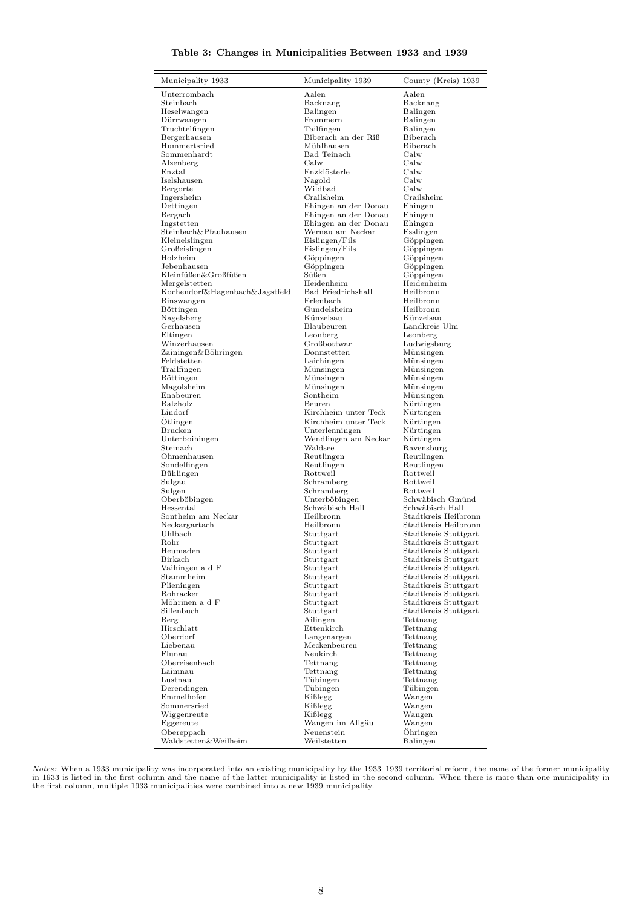**Table 3: Changes in Municipalities Between 1933 and 1939**

| Municipality 1933 | Municipality 1939 | County (Kreis) 1939 |
|---|---|---|
| Unterrombach | Aalen | Aalen |
| Steinbach | Backnang | Backnang |
| Heselwangen | Balingen | Balingen |
| Dürrwangen | Frommern | Balingen |
| Truchtelfingen | Tailfingen | Balingen |
| Bergerhausen | Biberach an der Riß | Biberach |
| Hummertsried | Mühlhausen | Biberach |
| Sommenhardt | Bad Teinach | Calw |
| Alzenberg | Calw | Calw |
| Enztal | Enzklösterle | Calw |
| Iselshausen | Nagold | Calw |
| Bergorte | Wildbad | Calw |
| Ingersheim | Crailsheim | Crailsheim |
| Dettingen | Ehingen an der Donau | Ehingen |
| Bergach | Ehingen an der Donau | Ehingen |
| Ingstetten | Ehingen an der Donau | Ehingen |
| Steinbach&Pfauhausen | Wernau am Neckar | Esslingen |
| Kleineislingen | Eislingen/Fils | Göppingen |
| Großeislingen | Eislingen/Fils | Göppingen |
| Holzheim | Göppingen | Göppingen |
| Jebenhausen | Göppingen | Göppingen |
| Kleinfüßen&Großfüßen | Süßen | Göppingen |
| Mergelstetten | Heidenheim | Heidenheim |
| Kochendorf&Hagenbach&Jagstfeld | Bad Friedrichshall | Heilbronn |
| Binswangen | Erlenbach | Heilbronn |
| Böttingen | Gundelsheim | Heilbronn |
| Nagelsberg | Künzelsau | Künzelsau |
| Gerhausen | Blaubeuren | Landkreis Ulm |
| Eltingen | Leonberg | Leonberg |
| Winzerhausen | Großbottwar | Ludwigsburg |
| Zainingen&Böhringen | Donnstetten | Münsingen |
| Feldstetten | Laichingen | Münsingen |
| Trailfingen | Münsingen | Münsingen |
| Böttingen | Münsingen | Münsingen |
| Magolsheim | Münsingen | Münsingen |
| Enabeuren | Sontheim | Münsingen |
| Balzholz | Beuren | Nürtingen |
| Lindorf | Kirchheim unter Teck | Nürtingen |
| Ötlingen | Kirchheim unter Teck | Nürtingen |
| Brucken | Unterlenningen | Nürtingen |
| Unterboihingen | Wendlingen am Neckar | Nürtingen |
| Steinach | Waldsee | Ravensburg |
| Ohmenhausen | Reutlingen | Reutlingen |
| Sondelfingen | Reutlingen | Reutlingen |
| Bühlingen | Rottweil | Rottweil |
| Sulgau | Schramberg | Rottweil |
| Sulgen | Schramberg | Rottweil |
| Oberböbingen | Unterböbingen | Schwäbisch Gmünd |
| Hessental | Schwäbisch Hall | Schwäbisch Hall |
| Sontheim am Neckar | Heilbronn | Stadtkreis Heilbronn |
| Neckargartach | Heilbronn | Stadtkreis Heilbronn |
| Uhlbach | Stuttgart | Stadtkreis Stuttgart |
| Rohr | Stuttgart | Stadtkreis Stuttgart |
| Heumaden | Stuttgart | Stadtkreis Stuttgart |
| Birkach | Stuttgart | Stadtkreis Stuttgart |
| Vaihingen a d F | Stuttgart | Stadtkreis Stuttgart |
| Stammheim | Stuttgart | Stadtkreis Stuttgart |
| Plieningen | Stuttgart | Stadtkreis Stuttgart |
| Rohracker | Stuttgart | Stadtkreis Stuttgart |
| Möhrinen a d F | Stuttgart | Stadtkreis Stuttgart |
| Sillenbuch | Stuttgart | Stadtkreis Stuttgart |
| Berg | Ailingen | Tettnang |
| Hirschlatt | Ettenkirch | Tettnang |
| Oberdorf | Langenargen | Tettnang |
| Liebenau | Meckenbeuren | Tettnang |
| Flunau | Neukirch | Tettnang |
| Obereisenbach | Tettnang | Tettnang |
| Laimnau | Tettnang | Tettnang |
| Lustnau | Tübingen | Tettnang |
| Derendingen | Tübingen | Tübingen |
| Emmelhofen | Kißlegg | Wangen |
| Sommersried | Kißlegg | Wangen |
| Wiggenreute | Kißlegg | Wangen |
| Eggereute | Wangen im Allgäu | Wangen |
| Obereppach | Neuenstein | Öhringen |
| Waldstetten&Weilheim | Weilstetten | Balingen |

*Notes:* When a 1933 municipality was incorporated into an existing municipality by the 1933–1939 territorial reform, the name of the former municipality in 1933 is listed in the first column and the name of the latter municipality is listed in the second column. When there is more than one municipality in the first column, multiple 1933 municipalities were combined into a new 1939 municipality.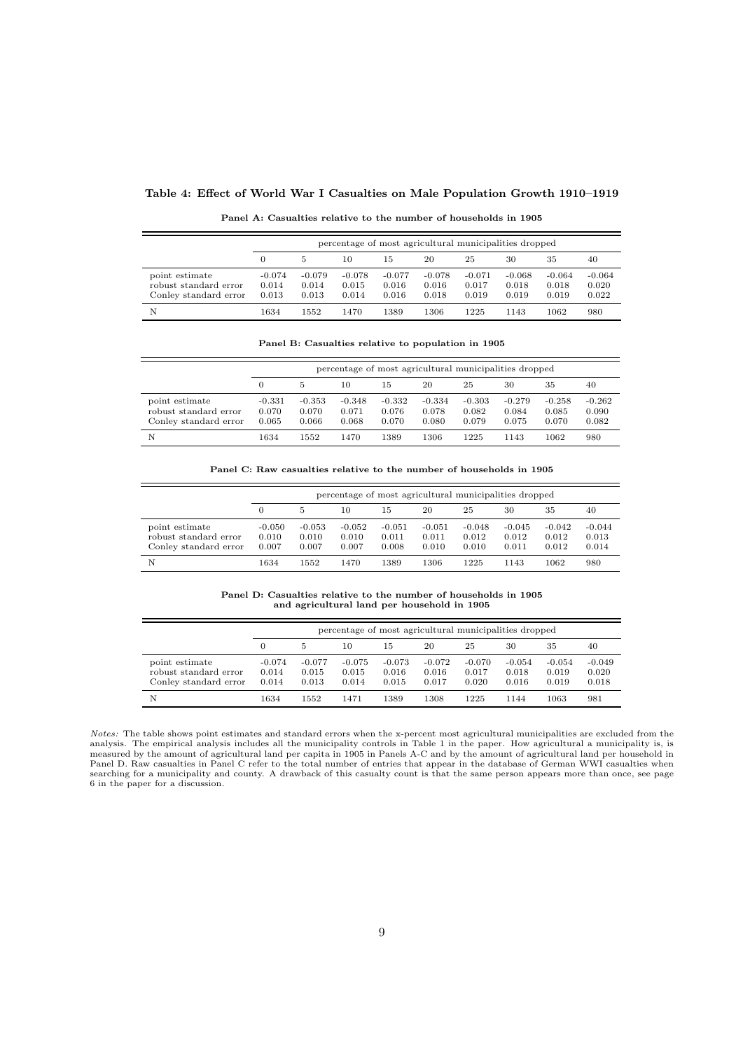**Table 4: Effect of World War I Casualties on Male Population Growth 1910–1919**

**Panel A: Casualties relative to the number of households in 1905**

| | percentage of most agricultural municipalities dropped | | | | | | | | |
|---|---|---|---|---|---|---|---|---|---|
| | 0 | 5 | 10 | 15 | 20 | 25 | 30 | 35 | 40 |
| point estimate | -0.074 | -0.079 | -0.078 | -0.077 | -0.078 | -0.071 | -0.068 | -0.064 | -0.064 |
| robust standard error | 0.014 | 0.014 | 0.015 | 0.016 | 0.016 | 0.017 | 0.018 | 0.018 | 0.020 |
| Conley standard error | 0.013 | 0.013 | 0.014 | 0.016 | 0.018 | 0.019 | 0.019 | 0.019 | 0.022 |
| N | 1634 | 1552 | 1470 | 1389 | 1306 | 1225 | 1143 | 1062 | 980 |

**Panel B: Casualties relative to population in 1905**

| | percentage of most agricultural municipalities dropped | | | | | | | | |
|---|---|---|---|---|---|---|---|---|---|
| | 0 | 5 | 10 | 15 | 20 | 25 | 30 | 35 | 40 |
| point estimate | -0.331 | -0.353 | -0.348 | -0.332 | -0.334 | -0.303 | -0.279 | -0.258 | -0.262 |
| robust standard error | 0.070 | 0.070 | 0.071 | 0.076 | 0.078 | 0.082 | 0.084 | 0.085 | 0.090 |
| Conley standard error | 0.065 | 0.066 | 0.068 | 0.070 | 0.080 | 0.079 | 0.075 | 0.070 | 0.082 |
| N | 1634 | 1552 | 1470 | 1389 | 1306 | 1225 | 1143 | 1062 | 980 |

**Panel C: Raw casualties relative to the number of households in 1905**

| | percentage of most agricultural municipalities dropped | | | | | | | | |
|---|---|---|---|---|---|---|---|---|---|
| | 0 | 5 | 10 | 15 | 20 | 25 | 30 | 35 | 40 |
| point estimate | -0.050 | -0.053 | -0.052 | -0.051 | -0.051 | -0.048 | -0.045 | -0.042 | -0.044 |
| robust standard error | 0.010 | 0.010 | 0.010 | 0.011 | 0.011 | 0.012 | 0.012 | 0.012 | 0.013 |
| Conley standard error | 0.007 | 0.007 | 0.007 | 0.008 | 0.010 | 0.010 | 0.011 | 0.012 | 0.014 |
| N | 1634 | 1552 | 1470 | 1389 | 1306 | 1225 | 1143 | 1062 | 980 |

**Panel D: Casualties relative to the number of households in 1905 and agricultural land per household in 1905**

| | percentage of most agricultural municipalities dropped | | | | | | | | |
|---|---|---|---|---|---|---|---|---|---|
| | 0 | 5 | 10 | 15 | 20 | 25 | 30 | 35 | 40 |
| point estimate | -0.074 | -0.077 | -0.075 | -0.073 | -0.072 | -0.070 | -0.054 | -0.054 | -0.049 |
| robust standard error | 0.014 | 0.015 | 0.015 | 0.016 | 0.016 | 0.017 | 0.018 | 0.019 | 0.020 |
| Conley standard error | 0.014 | 0.013 | 0.014 | 0.015 | 0.017 | 0.020 | 0.016 | 0.019 | 0.018 |
| N | 1634 | 1552 | 1471 | 1389 | 1308 | 1225 | 1144 | 1063 | 981 |

*Notes:* The table shows point estimates and standard errors when the x-percent most agricultural municipalities are excluded from the analysis. The empirical analysis includes all the municipality controls in Table 1 in the paper. How agricultural a municipality is, is measured by the amount of agricultural land per capita in 1905 in Panels A-C and by the amount of agricultural land per household in Panel D. Raw casualties in Panel C refer to the total number of entries that appear in the database of German WWI casualties when searching for a municipality and county. A drawback of this casualty count is that the same person appears more than once, see page 6 in the paper for a discussion.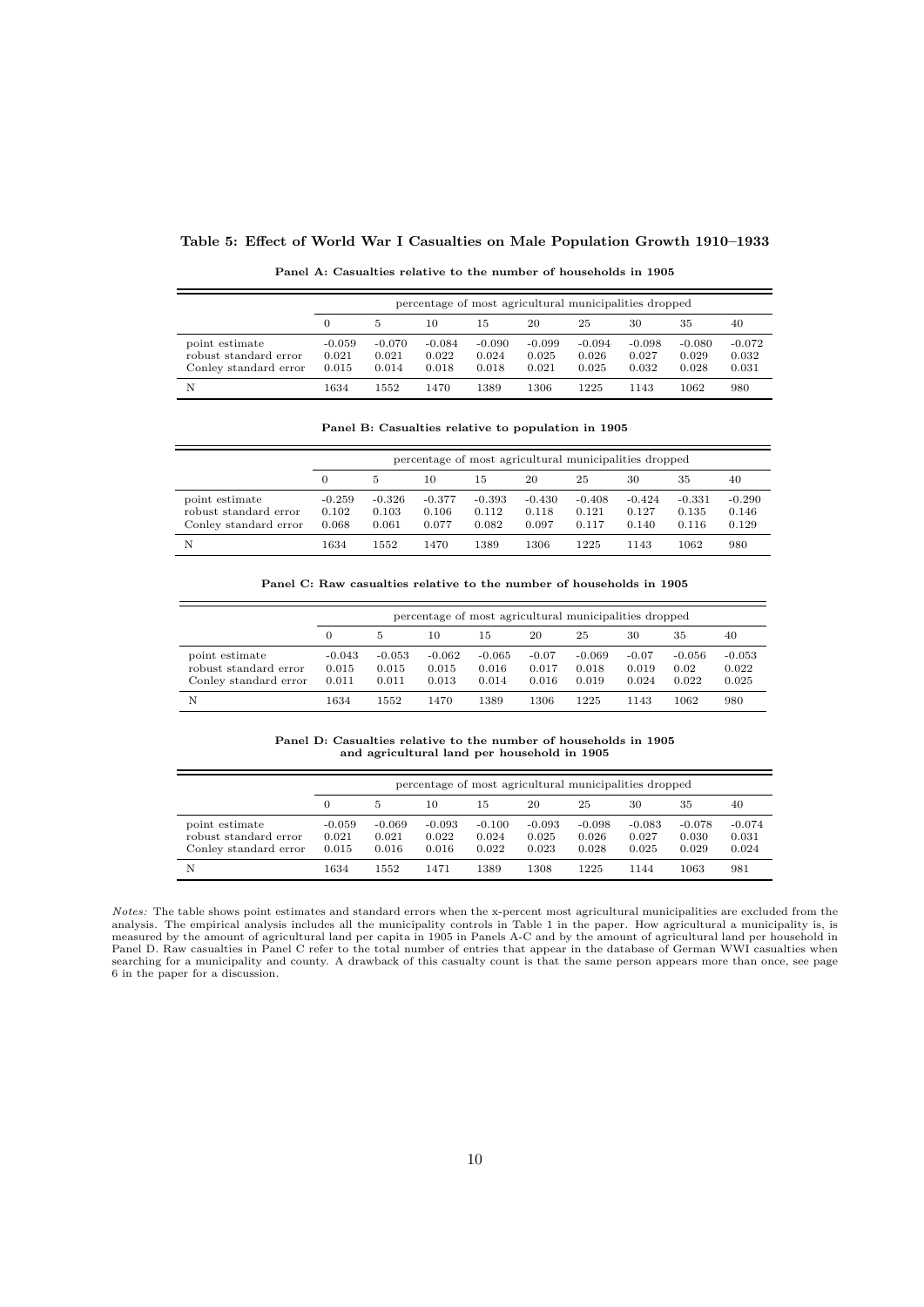**Table 5: Effect of World War I Casualties on Male Population Growth 1910–1933**

**Panel A: Casualties relative to the number of households in 1905**

| | percentage of most agricultural municipalities dropped | | | | | | | | |
|---|---|---|---|---|---|---|---|---|---|
| | 0 | 5 | 10 | 15 | 20 | 25 | 30 | 35 | 40 |
| point estimate | -0.059 | -0.070 | -0.084 | -0.090 | -0.099 | -0.094 | -0.098 | -0.080 | -0.072 |
| robust standard error | 0.021 | 0.021 | 0.022 | 0.024 | 0.025 | 0.026 | 0.027 | 0.029 | 0.032 |
| Conley standard error | 0.015 | 0.014 | 0.018 | 0.018 | 0.021 | 0.025 | 0.032 | 0.028 | 0.031 |
| N | 1634 | 1552 | 1470 | 1389 | 1306 | 1225 | 1143 | 1062 | 980 |

**Panel B: Casualties relative to population in 1905**

| | percentage of most agricultural municipalities dropped | | | | | | | | |
|---|---|---|---|---|---|---|---|---|---|
| | 0 | 5 | 10 | 15 | 20 | 25 | 30 | 35 | 40 |
| point estimate | -0.259 | -0.326 | -0.377 | -0.393 | -0.430 | -0.408 | -0.424 | -0.331 | -0.290 |
| robust standard error | 0.102 | 0.103 | 0.106 | 0.112 | 0.118 | 0.121 | 0.127 | 0.135 | 0.146 |
| Conley standard error | 0.068 | 0.061 | 0.077 | 0.082 | 0.097 | 0.117 | 0.140 | 0.116 | 0.129 |
| N | 1634 | 1552 | 1470 | 1389 | 1306 | 1225 | 1143 | 1062 | 980 |

**Panel C: Raw casualties relative to the number of households in 1905**

| | percentage of most agricultural municipalities dropped | | | | | | | | |
|---|---|---|---|---|---|---|---|---|---|
| | 0 | 5 | 10 | 15 | 20 | 25 | 30 | 35 | 40 |
| point estimate | -0.043 | -0.053 | -0.062 | -0.065 | -0.07 | -0.069 | -0.07 | -0.056 | -0.053 |
| robust standard error | 0.015 | 0.015 | 0.015 | 0.016 | 0.017 | 0.018 | 0.019 | 0.02 | 0.022 |
| Conley standard error | 0.011 | 0.011 | 0.013 | 0.014 | 0.016 | 0.019 | 0.024 | 0.022 | 0.025 |
| N | 1634 | 1552 | 1470 | 1389 | 1306 | 1225 | 1143 | 1062 | 980 |

**Panel D: Casualties relative to the number of households in 1905 and agricultural land per household in 1905**

| | percentage of most agricultural municipalities dropped | | | | | | | | |
|---|---|---|---|---|---|---|---|---|---|
| | 0 | 5 | 10 | 15 | 20 | 25 | 30 | 35 | 40 |
| point estimate | -0.059 | -0.069 | -0.093 | -0.100 | -0.093 | -0.098 | -0.083 | -0.078 | -0.074 |
| robust standard error | 0.021 | 0.021 | 0.022 | 0.024 | 0.025 | 0.026 | 0.027 | 0.030 | 0.031 |
| Conley standard error | 0.015 | 0.016 | 0.016 | 0.022 | 0.023 | 0.028 | 0.025 | 0.029 | 0.024 |
| N | 1634 | 1552 | 1471 | 1389 | 1308 | 1225 | 1144 | 1063 | 981 |

*Notes:* The table shows point estimates and standard errors when the x-percent most agricultural municipalities are excluded from the analysis. The empirical analysis includes all the municipality controls in Table 1 in the paper. How agricultural a municipality is, is measured by the amount of agricultural land per capita in 1905 in Panels A-C and by the amount of agricultural land per household in Panel D. Raw casualties in Panel C refer to the total number of entries that appear in the database of German WWI casualties when searching for a municipality and county. A drawback of this casualty count is that the same person appears more than once, see page 6 in the paper for a discussion.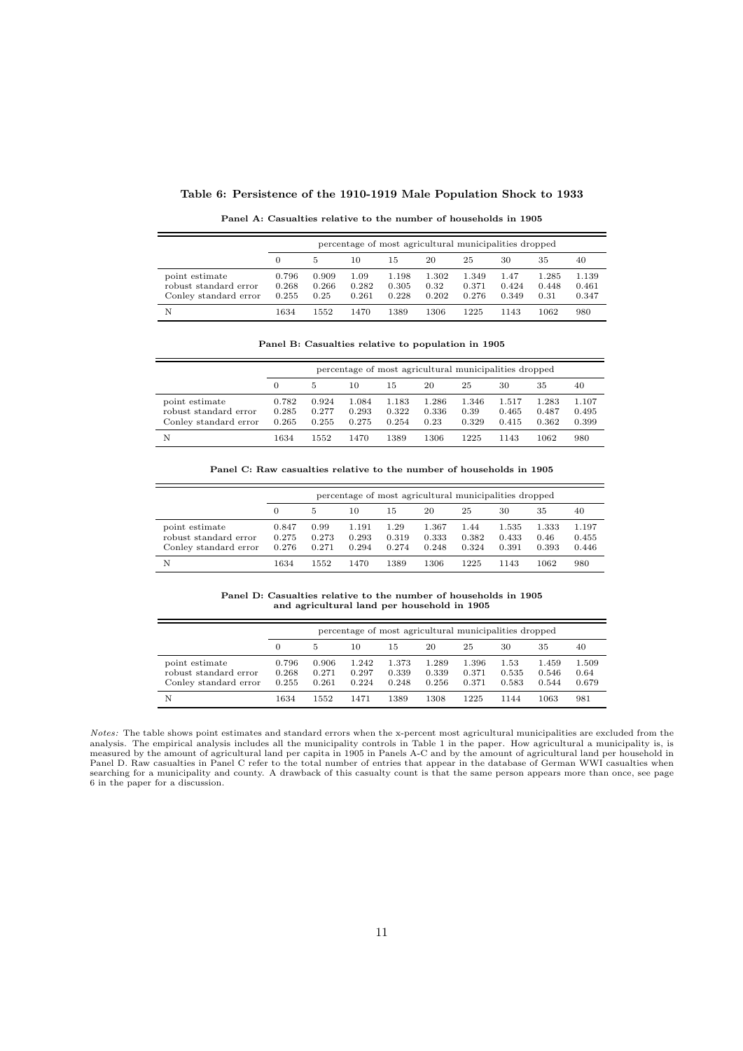**Table 6: Persistence of the 1910-1919 Male Population Shock to 1933**

**Panel A: Casualties relative to the number of households in 1905**

| | percentage of most agricultural municipalities dropped | | | | | | | | |
|---|---|---|---|---|---|---|---|---|---|
| | 0 | 5 | 10 | 15 | 20 | 25 | 30 | 35 | 40 |
| point estimate | 0.796 | 0.909 | 1.09 | 1.198 | 1.302 | 1.349 | 1.47 | 1.285 | 1.139 |
| robust standard error | 0.268 | 0.266 | 0.282 | 0.305 | 0.32 | 0.371 | 0.424 | 0.448 | 0.461 |
| Conley standard error | 0.255 | 0.25 | 0.261 | 0.228 | 0.202 | 0.276 | 0.349 | 0.31 | 0.347 |
| N | 1634 | 1552 | 1470 | 1389 | 1306 | 1225 | 1143 | 1062 | 980 |

**Panel B: Casualties relative to population in 1905**

| | percentage of most agricultural municipalities dropped | | | | | | | | |
|---|---|---|---|---|---|---|---|---|---|
| | 0 | 5 | 10 | 15 | 20 | 25 | 30 | 35 | 40 |
| point estimate | 0.782 | 0.924 | 1.084 | 1.183 | 1.286 | 1.346 | 1.517 | 1.283 | 1.107 |
| robust standard error | 0.285 | 0.277 | 0.293 | 0.322 | 0.336 | 0.39 | 0.465 | 0.487 | 0.495 |
| Conley standard error | 0.265 | 0.255 | 0.275 | 0.254 | 0.23 | 0.329 | 0.415 | 0.362 | 0.399 |
| N | 1634 | 1552 | 1470 | 1389 | 1306 | 1225 | 1143 | 1062 | 980 |

**Panel C: Raw casualties relative to the number of households in 1905**

| | percentage of most agricultural municipalities dropped | | | | | | | | |
|---|---|---|---|---|---|---|---|---|---|
| | 0 | 5 | 10 | 15 | 20 | 25 | 30 | 35 | 40 |
| point estimate | 0.847 | 0.99 | 1.191 | 1.29 | 1.367 | 1.44 | 1.535 | 1.333 | 1.197 |
| robust standard error | 0.275 | 0.273 | 0.293 | 0.319 | 0.333 | 0.382 | 0.433 | 0.46 | 0.455 |
| Conley standard error | 0.276 | 0.271 | 0.294 | 0.274 | 0.248 | 0.324 | 0.391 | 0.393 | 0.446 |
| N | 1634 | 1552 | 1470 | 1389 | 1306 | 1225 | 1143 | 1062 | 980 |

**Panel D: Casualties relative to the number of households in 1905 and agricultural land per household in 1905**

| | percentage of most agricultural municipalities dropped | | | | | | | | |
|---|---|---|---|---|---|---|---|---|---|
| | 0 | 5 | 10 | 15 | 20 | 25 | 30 | 35 | 40 |
| point estimate | 0.796 | 0.906 | 1.242 | 1.373 | 1.289 | 1.396 | 1.53 | 1.459 | 1.509 |
| robust standard error | 0.268 | 0.271 | 0.297 | 0.339 | 0.339 | 0.371 | 0.535 | 0.546 | 0.64 |
| Conley standard error | 0.255 | 0.261 | 0.224 | 0.248 | 0.256 | 0.371 | 0.583 | 0.544 | 0.679 |
| N | 1634 | 1552 | 1471 | 1389 | 1308 | 1225 | 1144 | 1063 | 981 |

*Notes:* The table shows point estimates and standard errors when the x-percent most agricultural municipalities are excluded from the analysis. The empirical analysis includes all the municipality controls in Table 1 in the paper. How agricultural a municipality is, is measured by the amount of agricultural land per capita in 1905 in Panels A-C and by the amount of agricultural land per household in Panel D. Raw casualties in Panel C refer to the total number of entries that appear in the database of German WWI casualties when searching for a municipality and county. A drawback of this casualty count is that the same person appears more than once, see page 6 in the paper for a discussion.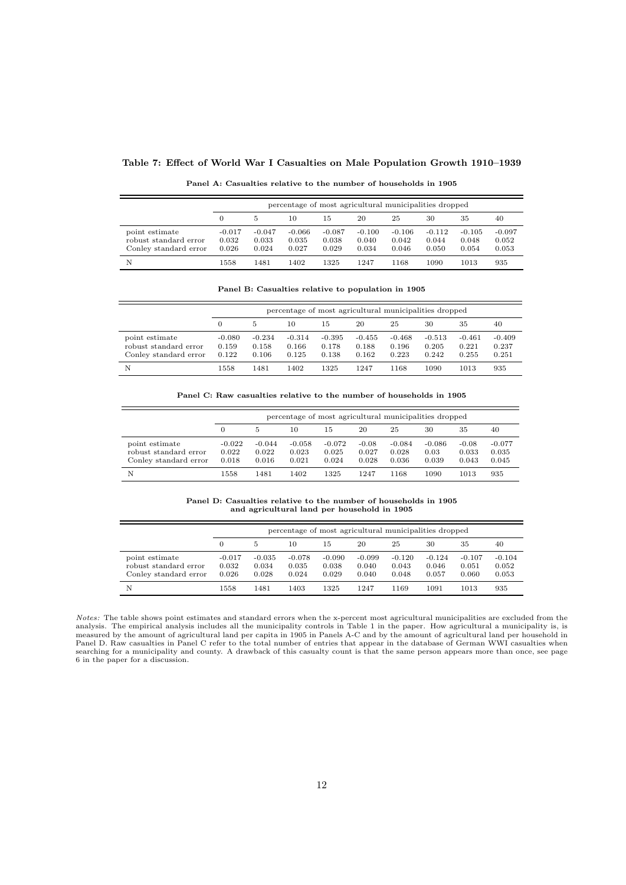**Table 7: Effect of World War I Casualties on Male Population Growth 1910–1939**

**Panel A: Casualties relative to the number of households in 1905**

| | percentage of most agricultural municipalities dropped | | | | | | | | |
|---|---|---|---|---|---|---|---|---|---|
| | 0 | 5 | 10 | 15 | 20 | 25 | 30 | 35 | 40 |
| point estimate | -0.017 | -0.047 | -0.066 | -0.087 | -0.100 | -0.106 | -0.112 | -0.105 | -0.097 |
| robust standard error | 0.032 | 0.033 | 0.035 | 0.038 | 0.040 | 0.042 | 0.044 | 0.048 | 0.052 |
| Conley standard error | 0.026 | 0.024 | 0.027 | 0.029 | 0.034 | 0.046 | 0.050 | 0.054 | 0.053 |
| N | 1558 | 1481 | 1402 | 1325 | 1247 | 1168 | 1090 | 1013 | 935 |

**Panel B: Casualties relative to population in 1905**

| | percentage of most agricultural municipalities dropped | | | | | | | | |
|---|---|---|---|---|---|---|---|---|---|
| | 0 | 5 | 10 | 15 | 20 | 25 | 30 | 35 | 40 |
| point estimate | -0.080 | -0.234 | -0.314 | -0.395 | -0.455 | -0.468 | -0.513 | -0.461 | -0.409 |
| robust standard error | 0.159 | 0.158 | 0.166 | 0.178 | 0.188 | 0.196 | 0.205 | 0.221 | 0.237 |
| Conley standard error | 0.122 | 0.106 | 0.125 | 0.138 | 0.162 | 0.223 | 0.242 | 0.255 | 0.251 |
| N | 1558 | 1481 | 1402 | 1325 | 1247 | 1168 | 1090 | 1013 | 935 |

**Panel C: Raw casualties relative to the number of households in 1905**

| | percentage of most agricultural municipalities dropped | | | | | | | | |
|---|---|---|---|---|---|---|---|---|---|
| | 0 | 5 | 10 | 15 | 20 | 25 | 30 | 35 | 40 |
| point estimate | -0.022 | -0.044 | -0.058 | -0.072 | -0.08 | -0.084 | -0.086 | -0.08 | -0.077 |
| robust standard error | 0.022 | 0.022 | 0.023 | 0.025 | 0.027 | 0.028 | 0.03 | 0.033 | 0.035 |
| Conley standard error | 0.018 | 0.016 | 0.021 | 0.024 | 0.028 | 0.036 | 0.039 | 0.043 | 0.045 |
| N | 1558 | 1481 | 1402 | 1325 | 1247 | 1168 | 1090 | 1013 | 935 |

**Panel D: Casualties relative to the number of households in 1905 and agricultural land per household in 1905**

| | percentage of most agricultural municipalities dropped | | | | | | | | |
|---|---|---|---|---|---|---|---|---|---|
| | 0 | 5 | 10 | 15 | 20 | 25 | 30 | 35 | 40 |
| point estimate | -0.017 | -0.035 | -0.078 | -0.090 | -0.099 | -0.120 | -0.124 | -0.107 | -0.104 |
| robust standard error | 0.032 | 0.034 | 0.035 | 0.038 | 0.040 | 0.043 | 0.046 | 0.051 | 0.052 |
| Conley standard error | 0.026 | 0.028 | 0.024 | 0.029 | 0.040 | 0.048 | 0.057 | 0.060 | 0.053 |
| N | 1558 | 1481 | 1403 | 1325 | 1247 | 1169 | 1091 | 1013 | 935 |

*Notes:* The table shows point estimates and standard errors when the x-percent most agricultural municipalities are excluded from the analysis. The empirical analysis includes all the municipality controls in Table 1 in the paper. How agricultural a municipality is, is measured by the amount of agricultural land per capita in 1905 in Panels A-C and by the amount of agricultural land per household in Panel D. Raw casualties in Panel C refer to the total number of entries that appear in the database of German WWI casualties when searching for a municipality and county. A drawback of this casualty count is that the same person appears more than once, see page 6 in the paper for a discussion.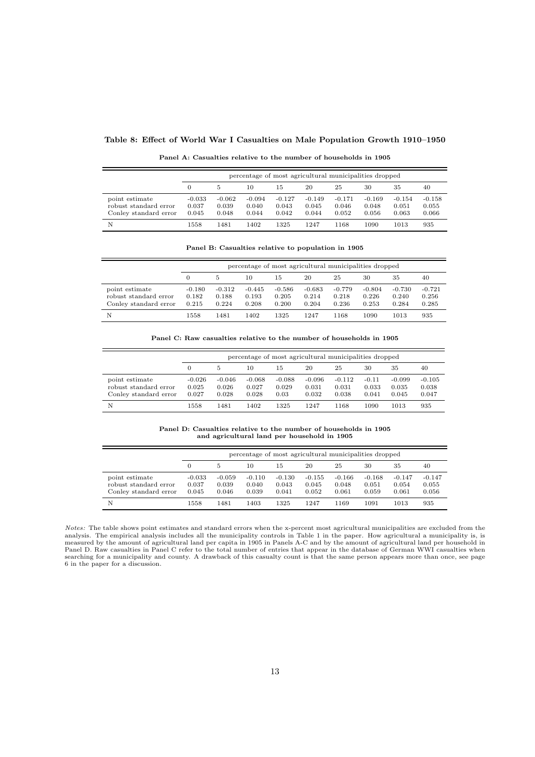**Table 8: Effect of World War I Casualties on Male Population Growth 1910–1950**

**Panel A: Casualties relative to the number of households in 1905**

| | percentage of most agricultural municipalities dropped | | | | | | | | |
|---|---|---|---|---|---|---|---|---|---|
| | 0 | 5 | 10 | 15 | 20 | 25 | 30 | 35 | 40 |
| point estimate | -0.033 | -0.062 | -0.094 | -0.127 | -0.149 | -0.171 | -0.169 | -0.154 | -0.158 |
| robust standard error | 0.037 | 0.039 | 0.040 | 0.043 | 0.045 | 0.046 | 0.048 | 0.051 | 0.055 |
| Conley standard error | 0.045 | 0.048 | 0.044 | 0.042 | 0.044 | 0.052 | 0.056 | 0.063 | 0.066 |
| N | 1558 | 1481 | 1402 | 1325 | 1247 | 1168 | 1090 | 1013 | 935 |

**Panel B: Casualties relative to population in 1905**

| | percentage of most agricultural municipalities dropped | | | | | | | | |
|---|---|---|---|---|---|---|---|---|---|
| | 0 | 5 | 10 | 15 | 20 | 25 | 30 | 35 | 40 |
| point estimate | -0.180 | -0.312 | -0.445 | -0.586 | -0.683 | -0.779 | -0.804 | -0.730 | -0.721 |
| robust standard error | 0.182 | 0.188 | 0.193 | 0.205 | 0.214 | 0.218 | 0.226 | 0.240 | 0.256 |
| Conley standard error | 0.215 | 0.224 | 0.208 | 0.200 | 0.204 | 0.236 | 0.253 | 0.284 | 0.285 |
| N | 1558 | 1481 | 1402 | 1325 | 1247 | 1168 | 1090 | 1013 | 935 |

**Panel C: Raw casualties relative to the number of households in 1905**

| | percentage of most agricultural municipalities dropped | | | | | | | | |
|---|---|---|---|---|---|---|---|---|---|
| | 0 | 5 | 10 | 15 | 20 | 25 | 30 | 35 | 40 |
| point estimate | -0.026 | -0.046 | -0.068 | -0.088 | -0.096 | -0.112 | -0.11 | -0.099 | -0.105 |
| robust standard error | 0.025 | 0.026 | 0.027 | 0.029 | 0.031 | 0.031 | 0.033 | 0.035 | 0.038 |
| Conley standard error | 0.027 | 0.028 | 0.028 | 0.03 | 0.032 | 0.038 | 0.041 | 0.045 | 0.047 |
| N | 1558 | 1481 | 1402 | 1325 | 1247 | 1168 | 1090 | 1013 | 935 |

**Panel D: Casualties relative to the number of households in 1905 and agricultural land per household in 1905**

| | percentage of most agricultural municipalities dropped | | | | | | | | |
|---|---|---|---|---|---|---|---|---|---|
| | 0 | 5 | 10 | 15 | 20 | 25 | 30 | 35 | 40 |
| point estimate | -0.033 | -0.059 | -0.110 | -0.130 | -0.155 | -0.166 | -0.168 | -0.147 | -0.147 |
| robust standard error | 0.037 | 0.039 | 0.040 | 0.043 | 0.045 | 0.048 | 0.051 | 0.054 | 0.055 |
| Conley standard error | 0.045 | 0.046 | 0.039 | 0.041 | 0.052 | 0.061 | 0.059 | 0.061 | 0.056 |
| N | 1558 | 1481 | 1403 | 1325 | 1247 | 1169 | 1091 | 1013 | 935 |

*Notes:* The table shows point estimates and standard errors when the x-percent most agricultural municipalities are excluded from the analysis. The empirical analysis includes all the municipality controls in Table 1 in the paper. How agricultural a municipality is, is measured by the amount of agricultural land per capita in 1905 in Panels A-C and by the amount of agricultural land per household in Panel D. Raw casualties in Panel C refer to the total number of entries that appear in the database of German WWI casualties when searching for a municipality and county. A drawback of this casualty count is that the same person appears more than once, see page 6 in the paper for a discussion.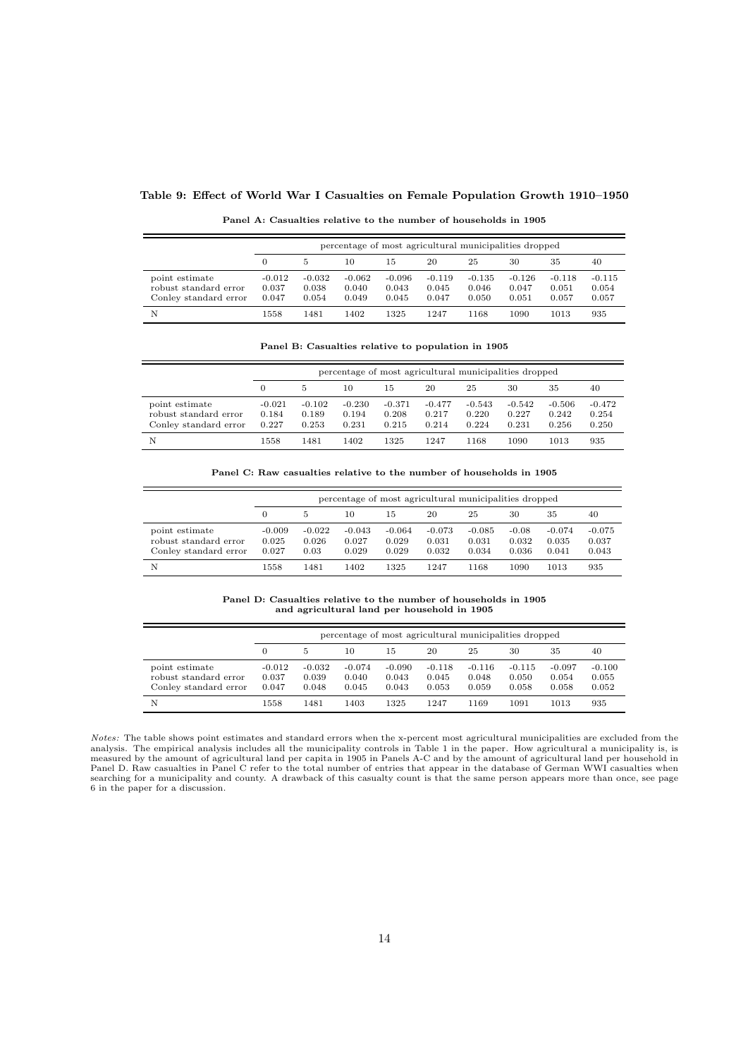**Table 9: Effect of World War I Casualties on Female Population Growth 1910–1950**

**Panel A: Casualties relative to the number of households in 1905**

| | percentage of most agricultural municipalities dropped | | | | | | | | |
|---|---|---|---|---|---|---|---|---|---|
| | 0 | 5 | 10 | 15 | 20 | 25 | 30 | 35 | 40 |
| point estimate | -0.012 | -0.032 | -0.062 | -0.096 | -0.119 | -0.135 | -0.126 | -0.118 | -0.115 |
| robust standard error | 0.037 | 0.038 | 0.040 | 0.043 | 0.045 | 0.046 | 0.047 | 0.051 | 0.054 |
| Conley standard error | 0.047 | 0.054 | 0.049 | 0.045 | 0.047 | 0.050 | 0.051 | 0.057 | 0.057 |
| N | 1558 | 1481 | 1402 | 1325 | 1247 | 1168 | 1090 | 1013 | 935 |

**Panel B: Casualties relative to population in 1905**

| | percentage of most agricultural municipalities dropped | | | | | | | | |
|---|---|---|---|---|---|---|---|---|---|
| | 0 | 5 | 10 | 15 | 20 | 25 | 30 | 35 | 40 |
| point estimate | -0.021 | -0.102 | -0.230 | -0.371 | -0.477 | -0.543 | -0.542 | -0.506 | -0.472 |
| robust standard error | 0.184 | 0.189 | 0.194 | 0.208 | 0.217 | 0.220 | 0.227 | 0.242 | 0.254 |
| Conley standard error | 0.227 | 0.253 | 0.231 | 0.215 | 0.214 | 0.224 | 0.231 | 0.256 | 0.250 |
| N | 1558 | 1481 | 1402 | 1325 | 1247 | 1168 | 1090 | 1013 | 935 |

**Panel C: Raw casualties relative to the number of households in 1905**

| | percentage of most agricultural municipalities dropped | | | | | | | | |
|---|---|---|---|---|---|---|---|---|---|
| | 0 | 5 | 10 | 15 | 20 | 25 | 30 | 35 | 40 |
| point estimate | -0.009 | -0.022 | -0.043 | -0.064 | -0.073 | -0.085 | -0.08 | -0.074 | -0.075 |
| robust standard error | 0.025 | 0.026 | 0.027 | 0.029 | 0.031 | 0.031 | 0.032 | 0.035 | 0.037 |
| Conley standard error | 0.027 | 0.03 | 0.029 | 0.029 | 0.032 | 0.034 | 0.036 | 0.041 | 0.043 |
| N | 1558 | 1481 | 1402 | 1325 | 1247 | 1168 | 1090 | 1013 | 935 |

**Panel D: Casualties relative to the number of households in 1905 and agricultural land per household in 1905**

| | percentage of most agricultural municipalities dropped | | | | | | | | |
|---|---|---|---|---|---|---|---|---|---|
| | 0 | 5 | 10 | 15 | 20 | 25 | 30 | 35 | 40 |
| point estimate | -0.012 | -0.032 | -0.074 | -0.090 | -0.118 | -0.116 | -0.115 | -0.097 | -0.100 |
| robust standard error | 0.037 | 0.039 | 0.040 | 0.043 | 0.045 | 0.048 | 0.050 | 0.054 | 0.055 |
| Conley standard error | 0.047 | 0.048 | 0.045 | 0.043 | 0.053 | 0.059 | 0.058 | 0.058 | 0.052 |
| N | 1558 | 1481 | 1403 | 1325 | 1247 | 1169 | 1091 | 1013 | 935 |

*Notes:* The table shows point estimates and standard errors when the x-percent most agricultural municipalities are excluded from the analysis. The empirical analysis includes all the municipality controls in Table 1 in the paper. How agricultural a municipality is, is measured by the amount of agricultural land per capita in 1905 in Panels A-C and by the amount of agricultural land per household in Panel D. Raw casualties in Panel C refer to the total number of entries that appear in the database of German WWI casualties when searching for a municipality and county. A drawback of this casualty count is that the same person appears more than once, see page 6 in the paper for a discussion.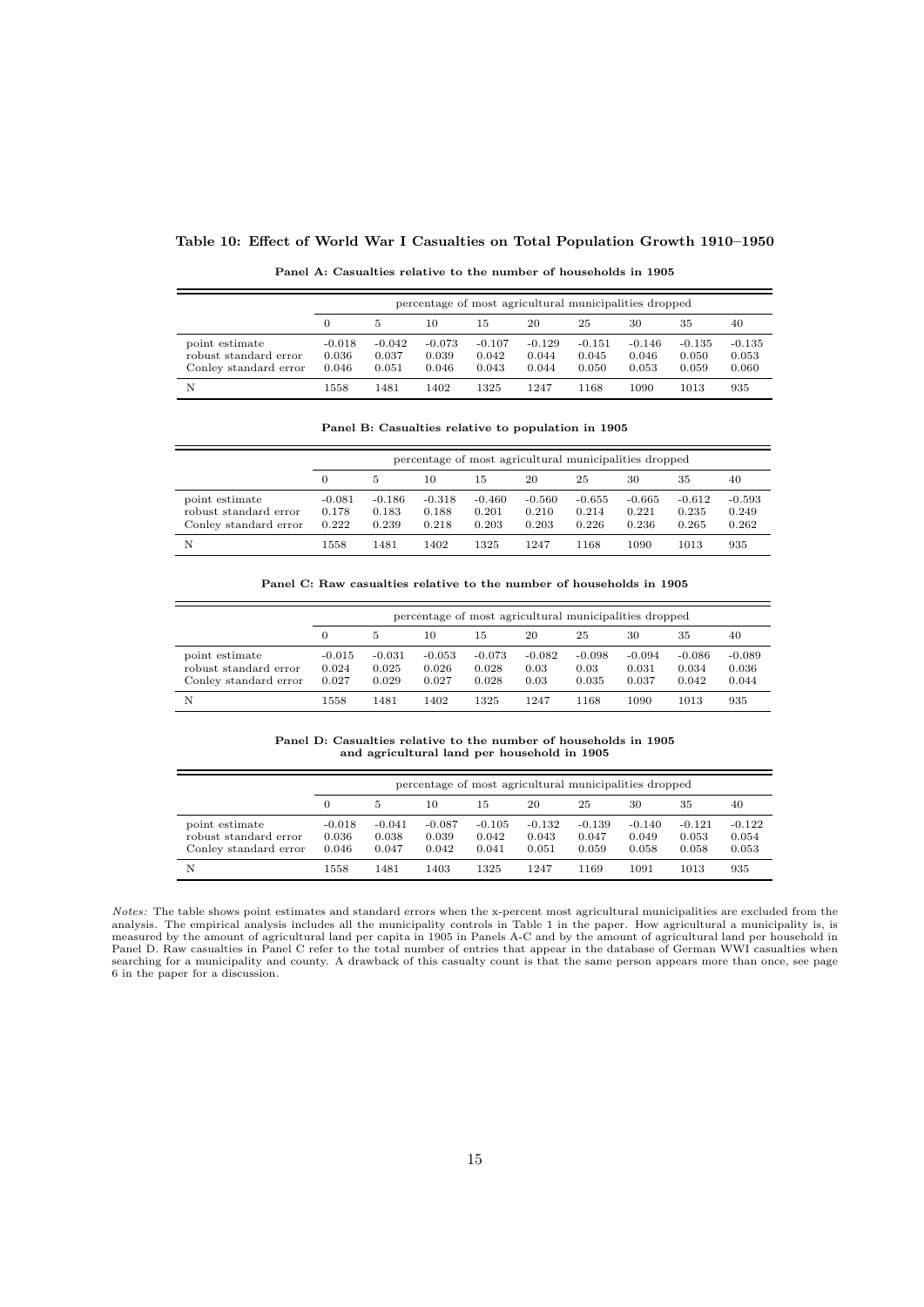**Table 10: Effect of World War I Casualties on Total Population Growth 1910–1950**

**Panel A: Casualties relative to the number of households in 1905**

| | percentage of most agricultural municipalities dropped | | | | | | | | |
|---|---|---|---|---|---|---|---|---|---|
| | 0 | 5 | 10 | 15 | 20 | 25 | 30 | 35 | 40 |
| point estimate | -0.018 | -0.042 | -0.073 | -0.107 | -0.129 | -0.151 | -0.146 | -0.135 | -0.135 |
| robust standard error | 0.036 | 0.037 | 0.039 | 0.042 | 0.044 | 0.045 | 0.046 | 0.050 | 0.053 |
| Conley standard error | 0.046 | 0.051 | 0.046 | 0.043 | 0.044 | 0.050 | 0.053 | 0.059 | 0.060 |
| N | 1558 | 1481 | 1402 | 1325 | 1247 | 1168 | 1090 | 1013 | 935 |

**Panel B: Casualties relative to population in 1905**

| | percentage of most agricultural municipalities dropped | | | | | | | | |
|---|---|---|---|---|---|---|---|---|---|
| | 0 | 5 | 10 | 15 | 20 | 25 | 30 | 35 | 40 |
| point estimate | -0.081 | -0.186 | -0.318 | -0.460 | -0.560 | -0.655 | -0.665 | -0.612 | -0.593 |
| robust standard error | 0.178 | 0.183 | 0.188 | 0.201 | 0.210 | 0.214 | 0.221 | 0.235 | 0.249 |
| Conley standard error | 0.222 | 0.239 | 0.218 | 0.203 | 0.203 | 0.226 | 0.236 | 0.265 | 0.262 |
| N | 1558 | 1481 | 1402 | 1325 | 1247 | 1168 | 1090 | 1013 | 935 |

**Panel C: Raw casualties relative to the number of households in 1905**

| | percentage of most agricultural municipalities dropped | | | | | | | | |
|---|---|---|---|---|---|---|---|---|---|
| | 0 | 5 | 10 | 15 | 20 | 25 | 30 | 35 | 40 |
| point estimate | -0.015 | -0.031 | -0.053 | -0.073 | -0.082 | -0.098 | -0.094 | -0.086 | -0.089 |
| robust standard error | 0.024 | 0.025 | 0.026 | 0.028 | 0.03 | 0.03 | 0.031 | 0.034 | 0.036 |
| Conley standard error | 0.027 | 0.029 | 0.027 | 0.028 | 0.03 | 0.035 | 0.037 | 0.042 | 0.044 |
| N | 1558 | 1481 | 1402 | 1325 | 1247 | 1168 | 1090 | 1013 | 935 |

**Panel D: Casualties relative to the number of households in 1905 and agricultural land per household in 1905**

| | percentage of most agricultural municipalities dropped | | | | | | | | |
|---|---|---|---|---|---|---|---|---|---|
| | 0 | 5 | 10 | 15 | 20 | 25 | 30 | 35 | 40 |
| point estimate | -0.018 | -0.041 | -0.087 | -0.105 | -0.132 | -0.139 | -0.140 | -0.121 | -0.122 |
| robust standard error | 0.036 | 0.038 | 0.039 | 0.042 | 0.043 | 0.047 | 0.049 | 0.053 | 0.054 |
| Conley standard error | 0.046 | 0.047 | 0.042 | 0.041 | 0.051 | 0.059 | 0.058 | 0.058 | 0.053 |
| N | 1558 | 1481 | 1403 | 1325 | 1247 | 1169 | 1091 | 1013 | 935 |

*Notes:* The table shows point estimates and standard errors when the x-percent most agricultural municipalities are excluded from the analysis. The empirical analysis includes all the municipality controls in Table 1 in the paper. How agricultural a municipality is, is measured by the amount of agricultural land per capita in 1905 in Panels A-C and by the amount of agricultural land per household in Panel D. Raw casualties in Panel C refer to the total number of entries that appear in the database of German WWI casualties when searching for a municipality and county. A drawback of this casualty count is that the same person appears more than once, see page 6 in the paper for a discussion.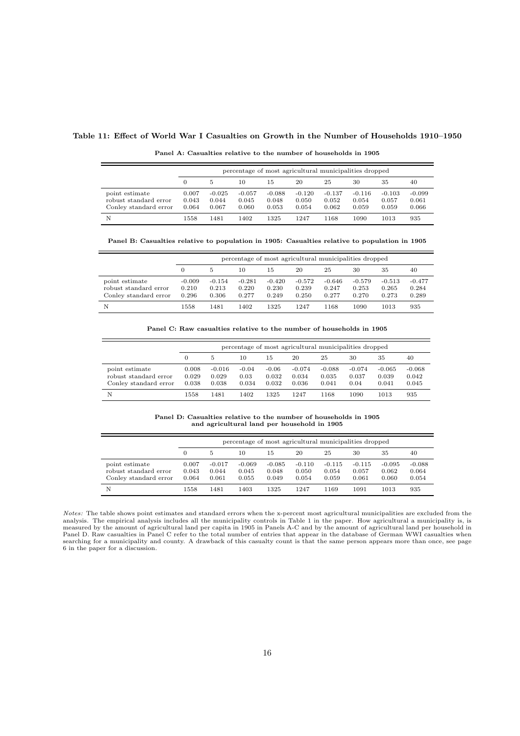**Table 11: Effect of World War I Casualties on Growth in the Number of Households 1910–1950**

**Panel A: Casualties relative to the number of households in 1905**

| | percentage of most agricultural municipalities dropped | | | | | | | | |
|---|---|---|---|---|---|---|---|---|---|
| | 0 | 5 | 10 | 15 | 20 | 25 | 30 | 35 | 40 |
| point estimate | 0.007 | -0.025 | -0.057 | -0.088 | -0.120 | -0.137 | -0.116 | -0.103 | -0.099 |
| robust standard error | 0.043 | 0.044 | 0.045 | 0.048 | 0.050 | 0.052 | 0.054 | 0.057 | 0.061 |
| Conley standard error | 0.064 | 0.067 | 0.060 | 0.053 | 0.054 | 0.062 | 0.059 | 0.059 | 0.066 |
| N | 1558 | 1481 | 1402 | 1325 | 1247 | 1168 | 1090 | 1013 | 935 |

**Panel B: Casualties relative to population in 1905: Casualties relative to population in 1905**

| | percentage of most agricultural municipalities dropped | | | | | | | | |
|---|---|---|---|---|---|---|---|---|---|
| | 0 | 5 | 10 | 15 | 20 | 25 | 30 | 35 | 40 |
| point estimate | -0.009 | -0.154 | -0.281 | -0.420 | -0.572 | -0.646 | -0.579 | -0.513 | -0.477 |
| robust standard error | 0.210 | 0.213 | 0.220 | 0.230 | 0.239 | 0.247 | 0.253 | 0.265 | 0.284 |
| Conley standard error | 0.296 | 0.306 | 0.277 | 0.249 | 0.250 | 0.277 | 0.270 | 0.273 | 0.289 |
| N | 1558 | 1481 | 1402 | 1325 | 1247 | 1168 | 1090 | 1013 | 935 |

**Panel C: Raw casualties relative to the number of households in 1905**

| | percentage of most agricultural municipalities dropped | | | | | | | | |
|---|---|---|---|---|---|---|---|---|---|
| | 0 | 5 | 10 | 15 | 20 | 25 | 30 | 35 | 40 |
| point estimate | 0.008 | -0.016 | -0.04 | -0.06 | -0.074 | -0.088 | -0.074 | -0.065 | -0.068 |
| robust standard error | 0.029 | 0.029 | 0.03 | 0.032 | 0.034 | 0.035 | 0.037 | 0.039 | 0.042 |
| Conley standard error | 0.038 | 0.038 | 0.034 | 0.032 | 0.036 | 0.041 | 0.04 | 0.041 | 0.045 |
| N | 1558 | 1481 | 1402 | 1325 | 1247 | 1168 | 1090 | 1013 | 935 |

**Panel D: Casualties relative to the number of households in 1905 and agricultural land per household in 1905**

| | percentage of most agricultural municipalities dropped | | | | | | | | |
|---|---|---|---|---|---|---|---|---|---|
| | 0 | 5 | 10 | 15 | 20 | 25 | 30 | 35 | 40 |
| point estimate | 0.007 | -0.017 | -0.069 | -0.085 | -0.110 | -0.115 | -0.115 | -0.095 | -0.088 |
| robust standard error | 0.043 | 0.044 | 0.045 | 0.048 | 0.050 | 0.054 | 0.057 | 0.062 | 0.064 |
| Conley standard error | 0.064 | 0.061 | 0.055 | 0.049 | 0.054 | 0.059 | 0.061 | 0.060 | 0.054 |
| N | 1558 | 1481 | 1403 | 1325 | 1247 | 1169 | 1091 | 1013 | 935 |

*Notes:* The table shows point estimates and standard errors when the x-percent most agricultural municipalities are excluded from the analysis. The empirical analysis includes all the municipality controls in Table 1 in the paper. How agricultural a municipality is, is measured by the amount of agricultural land per capita in 1905 in Panels A-C and by the amount of agricultural land per household in Panel D. Raw casualties in Panel C refer to the total number of entries that appear in the database of German WWI casualties when searching for a municipality and county. A drawback of this casualty count is that the same person appears more than once, see page 6 in the paper for a discussion.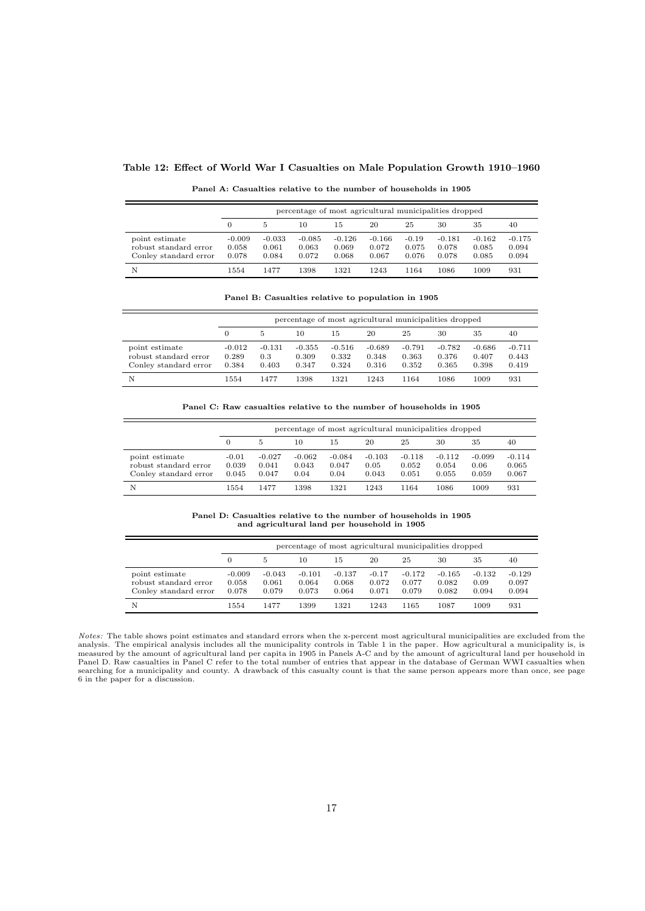**Table 12: Effect of World War I Casualties on Male Population Growth 1910–1960**

**Panel A: Casualties relative to the number of households in 1905**

| | percentage of most agricultural municipalities dropped | | | | | | | | |
|---|---|---|---|---|---|---|---|---|---|
| | 0 | 5 | 10 | 15 | 20 | 25 | 30 | 35 | 40 |
| point estimate | -0.009 | -0.033 | -0.085 | -0.126 | -0.166 | -0.19 | -0.181 | -0.162 | -0.175 |
| robust standard error | 0.058 | 0.061 | 0.063 | 0.069 | 0.072 | 0.075 | 0.078 | 0.085 | 0.094 |
| Conley standard error | 0.078 | 0.084 | 0.072 | 0.068 | 0.067 | 0.076 | 0.078 | 0.085 | 0.094 |
| N | 1554 | 1477 | 1398 | 1321 | 1243 | 1164 | 1086 | 1009 | 931 |

**Panel B: Casualties relative to population in 1905**

| | percentage of most agricultural municipalities dropped | | | | | | | | |
|---|---|---|---|---|---|---|---|---|---|
| | 0 | 5 | 10 | 15 | 20 | 25 | 30 | 35 | 40 |
| point estimate | -0.012 | -0.131 | -0.355 | -0.516 | -0.689 | -0.791 | -0.782 | -0.686 | -0.711 |
| robust standard error | 0.289 | 0.3 | 0.309 | 0.332 | 0.348 | 0.363 | 0.376 | 0.407 | 0.443 |
| Conley standard error | 0.384 | 0.403 | 0.347 | 0.324 | 0.316 | 0.352 | 0.365 | 0.398 | 0.419 |
| N | 1554 | 1477 | 1398 | 1321 | 1243 | 1164 | 1086 | 1009 | 931 |

**Panel C: Raw casualties relative to the number of households in 1905**

| | percentage of most agricultural municipalities dropped | | | | | | | | |
|---|---|---|---|---|---|---|---|---|---|
| | 0 | 5 | 10 | 15 | 20 | 25 | 30 | 35 | 40 |
| point estimate | -0.01 | -0.027 | -0.062 | -0.084 | -0.103 | -0.118 | -0.112 | -0.099 | -0.114 |
| robust standard error | 0.039 | 0.041 | 0.043 | 0.047 | 0.05 | 0.052 | 0.054 | 0.06 | 0.065 |
| Conley standard error | 0.045 | 0.047 | 0.04 | 0.04 | 0.043 | 0.051 | 0.055 | 0.059 | 0.067 |
| N | 1554 | 1477 | 1398 | 1321 | 1243 | 1164 | 1086 | 1009 | 931 |

**Panel D: Casualties relative to the number of households in 1905 and agricultural land per household in 1905**

| | percentage of most agricultural municipalities dropped | | | | | | | | |
|---|---|---|---|---|---|---|---|---|---|
| | 0 | 5 | 10 | 15 | 20 | 25 | 30 | 35 | 40 |
| point estimate | -0.009 | -0.043 | -0.101 | -0.137 | -0.17 | -0.172 | -0.165 | -0.132 | -0.129 |
| robust standard error | 0.058 | 0.061 | 0.064 | 0.068 | 0.072 | 0.077 | 0.082 | 0.09 | 0.097 |
| Conley standard error | 0.078 | 0.079 | 0.073 | 0.064 | 0.071 | 0.079 | 0.082 | 0.094 | 0.094 |
| N | 1554 | 1477 | 1399 | 1321 | 1243 | 1165 | 1087 | 1009 | 931 |

*Notes:* The table shows point estimates and standard errors when the x-percent most agricultural municipalities are excluded from the analysis. The empirical analysis includes all the municipality controls in Table 1 in the paper. How agricultural a municipality is, is measured by the amount of agricultural land per capita in 1905 in Panels A-C and by the amount of agricultural land per household in Panel D. Raw casualties in Panel C refer to the total number of entries that appear in the database of German WWI casualties when searching for a municipality and county. A drawback of this casualty count is that the same person appears more than once, see page 6 in the paper for a discussion.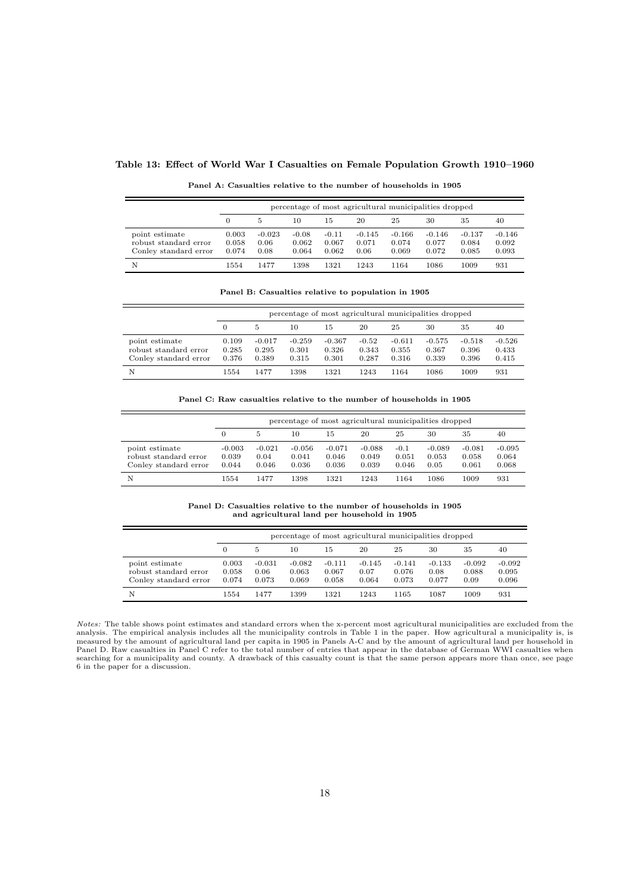**Table 13: Effect of World War I Casualties on Female Population Growth 1910–1960**

**Panel A: Casualties relative to the number of households in 1905**

| | percentage of most agricultural municipalities dropped | | | | | | | | |
|---|---|---|---|---|---|---|---|---|---|
| | 0 | 5 | 10 | 15 | 20 | 25 | 30 | 35 | 40 |
| point estimate | 0.003 | -0.023 | -0.08 | -0.11 | -0.145 | -0.166 | -0.146 | -0.137 | -0.146 |
| robust standard error | 0.058 | 0.06 | 0.062 | 0.067 | 0.071 | 0.074 | 0.077 | 0.084 | 0.092 |
| Conley standard error | 0.074 | 0.08 | 0.064 | 0.062 | 0.06 | 0.069 | 0.072 | 0.085 | 0.093 |
| N | 1554 | 1477 | 1398 | 1321 | 1243 | 1164 | 1086 | 1009 | 931 |

**Panel B: Casualties relative to population in 1905**

| | percentage of most agricultural municipalities dropped | | | | | | | | |
|---|---|---|---|---|---|---|---|---|---|
| | 0 | 5 | 10 | 15 | 20 | 25 | 30 | 35 | 40 |
| point estimate | 0.109 | -0.017 | -0.259 | -0.367 | -0.52 | -0.611 | -0.575 | -0.518 | -0.526 |
| robust standard error | 0.285 | 0.295 | 0.301 | 0.326 | 0.343 | 0.355 | 0.367 | 0.396 | 0.433 |
| Conley standard error | 0.376 | 0.389 | 0.315 | 0.301 | 0.287 | 0.316 | 0.339 | 0.396 | 0.415 |
| N | 1554 | 1477 | 1398 | 1321 | 1243 | 1164 | 1086 | 1009 | 931 |

**Panel C: Raw casualties relative to the number of households in 1905**

| | percentage of most agricultural municipalities dropped | | | | | | | | |
|---|---|---|---|---|---|---|---|---|---|
| | 0 | 5 | 10 | 15 | 20 | 25 | 30 | 35 | 40 |
| point estimate | -0.003 | -0.021 | -0.056 | -0.071 | -0.088 | -0.1 | -0.089 | -0.081 | -0.095 |
| robust standard error | 0.039 | 0.04 | 0.041 | 0.046 | 0.049 | 0.051 | 0.053 | 0.058 | 0.064 |
| Conley standard error | 0.044 | 0.046 | 0.036 | 0.036 | 0.039 | 0.046 | 0.05 | 0.061 | 0.068 |
| N | 1554 | 1477 | 1398 | 1321 | 1243 | 1164 | 1086 | 1009 | 931 |

**Panel D: Casualties relative to the number of households in 1905 and agricultural land per household in 1905**

| | percentage of most agricultural municipalities dropped | | | | | | | | |
|---|---|---|---|---|---|---|---|---|---|
| | 0 | 5 | 10 | 15 | 20 | 25 | 30 | 35 | 40 |
| point estimate | 0.003 | -0.031 | -0.082 | -0.111 | -0.145 | -0.141 | -0.133 | -0.092 | -0.092 |
| robust standard error | 0.058 | 0.06 | 0.063 | 0.067 | 0.07 | 0.076 | 0.08 | 0.088 | 0.095 |
| Conley standard error | 0.074 | 0.073 | 0.069 | 0.058 | 0.064 | 0.073 | 0.077 | 0.09 | 0.096 |
| N | 1554 | 1477 | 1399 | 1321 | 1243 | 1165 | 1087 | 1009 | 931 |

*Notes:* The table shows point estimates and standard errors when the x-percent most agricultural municipalities are excluded from the analysis. The empirical analysis includes all the municipality controls in Table 1 in the paper. How agricultural a municipality is, is measured by the amount of agricultural land per capita in 1905 in Panels A-C and by the amount of agricultural land per household in Panel D. Raw casualties in Panel C refer to the total number of entries that appear in the database of German WWI casualties when searching for a municipality and county. A drawback of this casualty count is that the same person appears more than once, see page 6 in the paper for a discussion.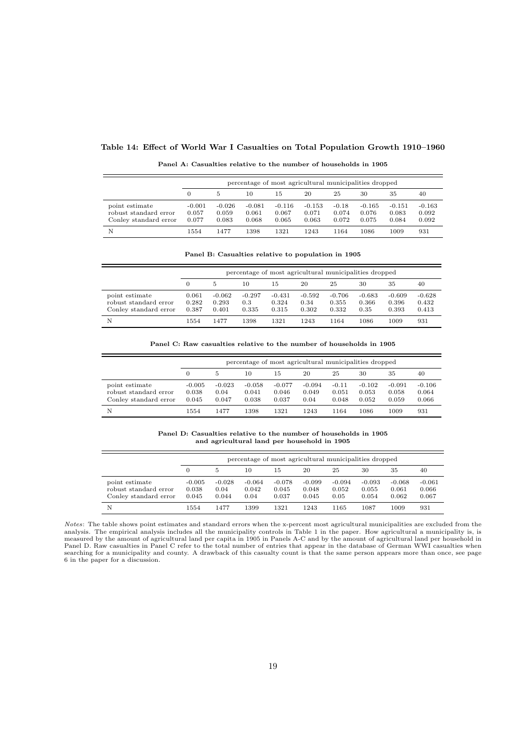**Table 14: Effect of World War I Casualties on Total Population Growth 1910–1960**

**Panel A: Casualties relative to the number of households in 1905**

| | percentage of most agricultural municipalities dropped | | | | | | | | |
|---|---|---|---|---|---|---|---|---|---|
| | 0 | 5 | 10 | 15 | 20 | 25 | 30 | 35 | 40 |
| point estimate | -0.001 | -0.026 | -0.081 | -0.116 | -0.153 | -0.18 | -0.165 | -0.151 | -0.163 |
| robust standard error | 0.057 | 0.059 | 0.061 | 0.067 | 0.071 | 0.074 | 0.076 | 0.083 | 0.092 |
| Conley standard error | 0.077 | 0.083 | 0.068 | 0.065 | 0.063 | 0.072 | 0.075 | 0.084 | 0.092 |
| N | 1554 | 1477 | 1398 | 1321 | 1243 | 1164 | 1086 | 1009 | 931 |

**Panel B: Casualties relative to population in 1905**

| | percentage of most agricultural municipalities dropped | | | | | | | | |
|---|---|---|---|---|---|---|---|---|---|
| | 0 | 5 | 10 | 15 | 20 | 25 | 30 | 35 | 40 |
| point estimate | 0.061 | -0.062 | -0.297 | -0.431 | -0.592 | -0.706 | -0.683 | -0.609 | -0.628 |
| robust standard error | 0.282 | 0.293 | 0.3 | 0.324 | 0.34 | 0.355 | 0.366 | 0.396 | 0.432 |
| Conley standard error | 0.387 | 0.401 | 0.335 | 0.315 | 0.302 | 0.332 | 0.35 | 0.393 | 0.413 |
| N | 1554 | 1477 | 1398 | 1321 | 1243 | 1164 | 1086 | 1009 | 931 |

**Panel C: Raw casualties relative to the number of households in 1905**

| | percentage of most agricultural municipalities dropped | | | | | | | | |
|---|---|---|---|---|---|---|---|---|---|
| | 0 | 5 | 10 | 15 | 20 | 25 | 30 | 35 | 40 |
| point estimate | -0.005 | -0.023 | -0.058 | -0.077 | -0.094 | -0.11 | -0.102 | -0.091 | -0.106 |
| robust standard error | 0.038 | 0.04 | 0.041 | 0.046 | 0.049 | 0.051 | 0.053 | 0.058 | 0.064 |
| Conley standard error | 0.045 | 0.047 | 0.038 | 0.037 | 0.04 | 0.048 | 0.052 | 0.059 | 0.066 |
| N | 1554 | 1477 | 1398 | 1321 | 1243 | 1164 | 1086 | 1009 | 931 |

**Panel D: Casualties relative to the number of households in 1905 and agricultural land per household in 1905**

| | percentage of most agricultural municipalities dropped | | | | | | | | |
|---|---|---|---|---|---|---|---|---|---|
| | 0 | 5 | 10 | 15 | 20 | 25 | 30 | 35 | 40 |
| point estimate | -0.005 | -0.028 | -0.064 | -0.078 | -0.099 | -0.094 | -0.093 | -0.068 | -0.061 |
| robust standard error | 0.038 | 0.04 | 0.042 | 0.045 | 0.048 | 0.052 | 0.055 | 0.061 | 0.066 |
| Conley standard error | 0.045 | 0.044 | 0.04 | 0.037 | 0.045 | 0.05 | 0.054 | 0.062 | 0.067 |
| N | 1554 | 1477 | 1399 | 1321 | 1243 | 1165 | 1087 | 1009 | 931 |

*Notes*: The table shows point estimates and standard errors when the x-percent most agricultural municipalities are excluded from the analysis. The empirical analysis includes all the municipality controls in Table 1 in the paper. How agricultural a municipality is, is measured by the amount of agricultural land per capita in 1905 in Panels A-C and by the amount of agricultural land per household in Panel D. Raw casualties in Panel C refer to the total number of entries that appear in the database of German WWI casualties when searching for a municipality and county. A drawback of this casualty count is that the same person appears more than once, see page 6 in the paper for a discussion.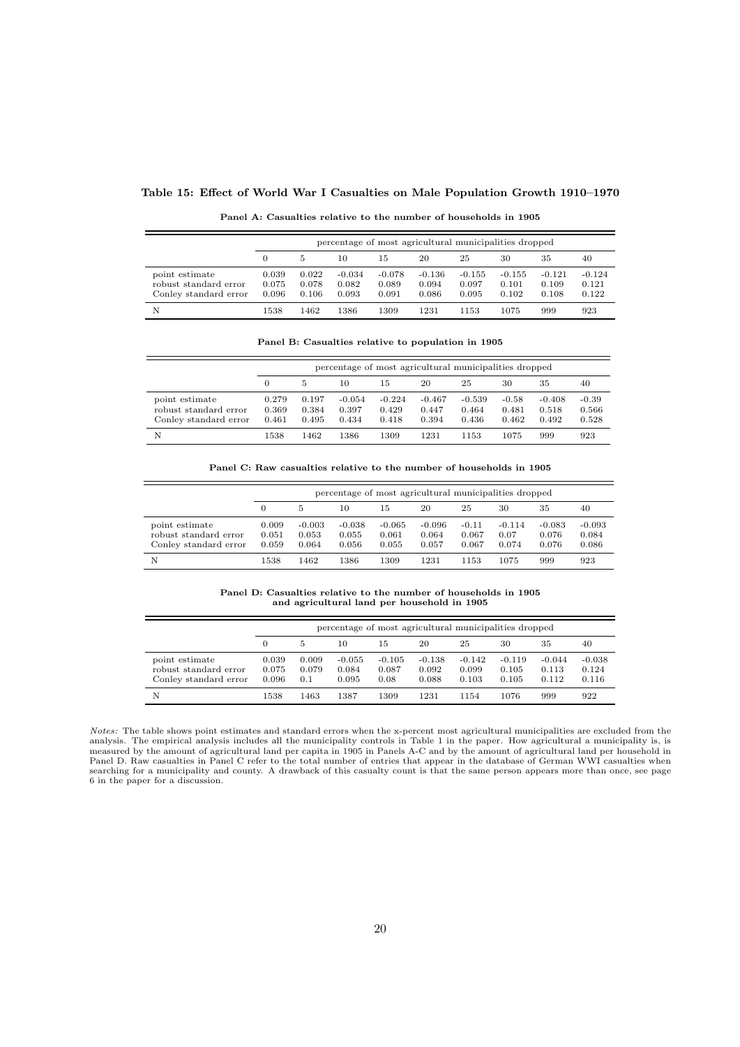**Table 15: Effect of World War I Casualties on Male Population Growth 1910–1970**

**Panel A: Casualties relative to the number of households in 1905**

| | percentage of most agricultural municipalities dropped | | | | | | | | |
|---|---|---|---|---|---|---|---|---|---|
| | 0 | 5 | 10 | 15 | 20 | 25 | 30 | 35 | 40 |
| point estimate | 0.039 | 0.022 | -0.034 | -0.078 | -0.136 | -0.155 | -0.155 | -0.121 | -0.124 |
| robust standard error | 0.075 | 0.078 | 0.082 | 0.089 | 0.094 | 0.097 | 0.101 | 0.109 | 0.121 |
| Conley standard error | 0.096 | 0.106 | 0.093 | 0.091 | 0.086 | 0.095 | 0.102 | 0.108 | 0.122 |
| N | 1538 | 1462 | 1386 | 1309 | 1231 | 1153 | 1075 | 999 | 923 |

**Panel B: Casualties relative to population in 1905**

| | percentage of most agricultural municipalities dropped | | | | | | | | |
|---|---|---|---|---|---|---|---|---|---|
| | 0 | 5 | 10 | 15 | 20 | 25 | 30 | 35 | 40 |
| point estimate | 0.279 | 0.197 | -0.054 | -0.224 | -0.467 | -0.539 | -0.58 | -0.408 | -0.39 |
| robust standard error | 0.369 | 0.384 | 0.397 | 0.429 | 0.447 | 0.464 | 0.481 | 0.518 | 0.566 |
| Conley standard error | 0.461 | 0.495 | 0.434 | 0.418 | 0.394 | 0.436 | 0.462 | 0.492 | 0.528 |
| N | 1538 | 1462 | 1386 | 1309 | 1231 | 1153 | 1075 | 999 | 923 |

**Panel C: Raw casualties relative to the number of households in 1905**

| | percentage of most agricultural municipalities dropped | | | | | | | | |
|---|---|---|---|---|---|---|---|---|---|
| | 0 | 5 | 10 | 15 | 20 | 25 | 30 | 35 | 40 |
| point estimate | 0.009 | -0.003 | -0.038 | -0.065 | -0.096 | -0.11 | -0.114 | -0.083 | -0.093 |
| robust standard error | 0.051 | 0.053 | 0.055 | 0.061 | 0.064 | 0.067 | 0.07 | 0.076 | 0.084 |
| Conley standard error | 0.059 | 0.064 | 0.056 | 0.055 | 0.057 | 0.067 | 0.074 | 0.076 | 0.086 |
| N | 1538 | 1462 | 1386 | 1309 | 1231 | 1153 | 1075 | 999 | 923 |

**Panel D: Casualties relative to the number of households in 1905 and agricultural land per household in 1905**

| | percentage of most agricultural municipalities dropped | | | | | | | | |
|---|---|---|---|---|---|---|---|---|---|
| | 0 | 5 | 10 | 15 | 20 | 25 | 30 | 35 | 40 |
| point estimate | 0.039 | 0.009 | -0.055 | -0.105 | -0.138 | -0.142 | -0.119 | -0.044 | -0.038 |
| robust standard error | 0.075 | 0.079 | 0.084 | 0.087 | 0.092 | 0.099 | 0.105 | 0.113 | 0.124 |
| Conley standard error | 0.096 | 0.1 | 0.095 | 0.08 | 0.088 | 0.103 | 0.105 | 0.112 | 0.116 |
| N | 1538 | 1463 | 1387 | 1309 | 1231 | 1154 | 1076 | 999 | 922 |

*Notes:* The table shows point estimates and standard errors when the x-percent most agricultural municipalities are excluded from the analysis. The empirical analysis includes all the municipality controls in Table 1 in the paper. How agricultural a municipality is, is measured by the amount of agricultural land per capita in 1905 in Panels A-C and by the amount of agricultural land per household in Panel D. Raw casualties in Panel C refer to the total number of entries that appear in the database of German WWI casualties when searching for a municipality and county. A drawback of this casualty count is that the same person appears more than once, see page 6 in the paper for a discussion.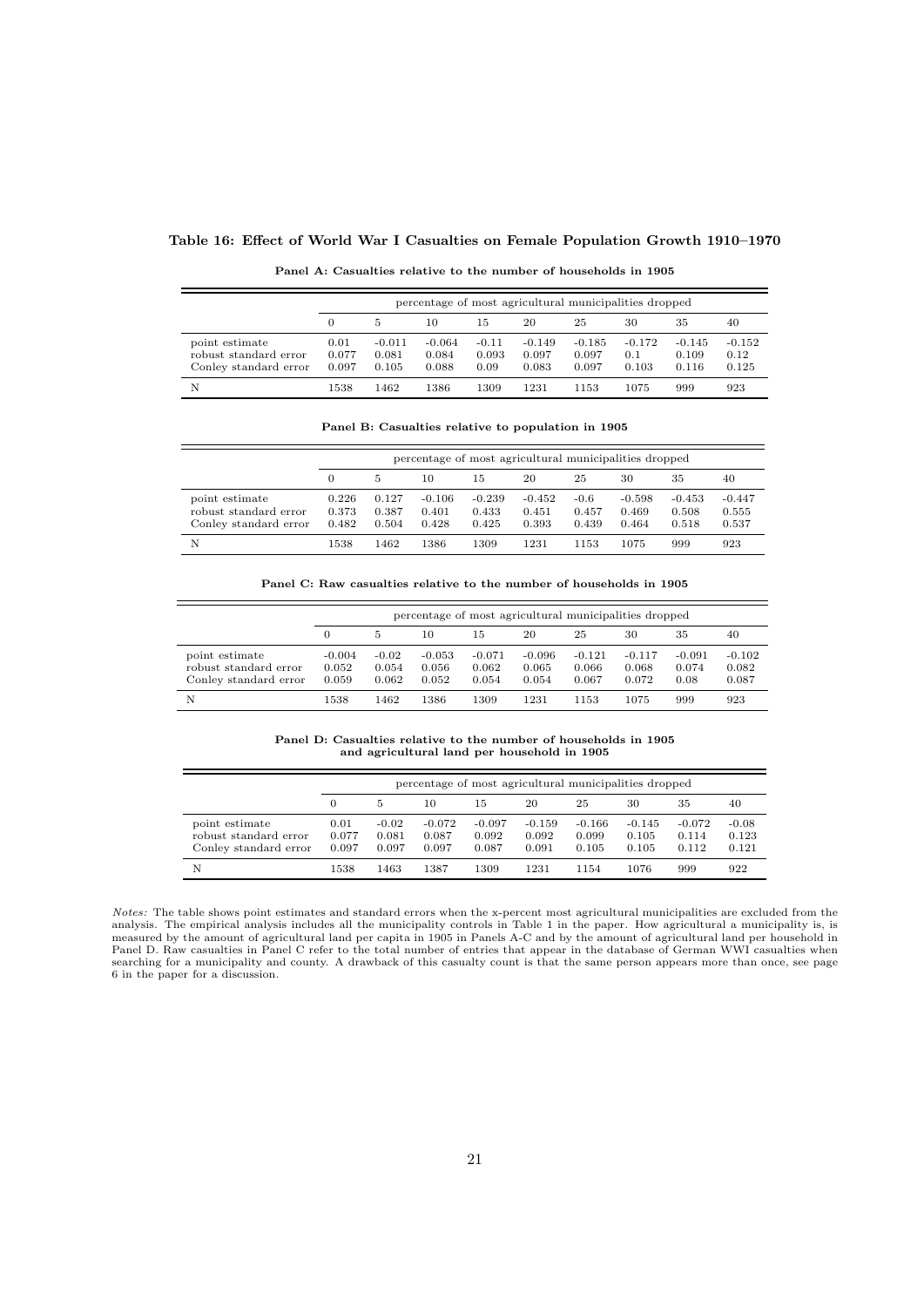**Table 16: Effect of World War I Casualties on Female Population Growth 1910–1970**

**Panel A: Casualties relative to the number of households in 1905**

| | percentage of most agricultural municipalities dropped | | | | | | | | |
|---|---|---|---|---|---|---|---|---|---|
| | 0 | 5 | 10 | 15 | 20 | 25 | 30 | 35 | 40 |
| point estimate | 0.01 | -0.011 | -0.064 | -0.11 | -0.149 | -0.185 | -0.172 | -0.145 | -0.152 |
| robust standard error | 0.077 | 0.081 | 0.084 | 0.093 | 0.097 | 0.097 | 0.1 | 0.109 | 0.12 |
| Conley standard error | 0.097 | 0.105 | 0.088 | 0.09 | 0.083 | 0.097 | 0.103 | 0.116 | 0.125 |
| N | 1538 | 1462 | 1386 | 1309 | 1231 | 1153 | 1075 | 999 | 923 |

**Panel B: Casualties relative to population in 1905**

| | percentage of most agricultural municipalities dropped | | | | | | | | |
|---|---|---|---|---|---|---|---|---|---|
| | 0 | 5 | 10 | 15 | 20 | 25 | 30 | 35 | 40 |
| point estimate | 0.226 | 0.127 | -0.106 | -0.239 | -0.452 | -0.6 | -0.598 | -0.453 | -0.447 |
| robust standard error | 0.373 | 0.387 | 0.401 | 0.433 | 0.451 | 0.457 | 0.469 | 0.508 | 0.555 |
| Conley standard error | 0.482 | 0.504 | 0.428 | 0.425 | 0.393 | 0.439 | 0.464 | 0.518 | 0.537 |
| N | 1538 | 1462 | 1386 | 1309 | 1231 | 1153 | 1075 | 999 | 923 |

**Panel C: Raw casualties relative to the number of households in 1905**

| | percentage of most agricultural municipalities dropped | | | | | | | | |
|---|---|---|---|---|---|---|---|---|---|
| | 0 | 5 | 10 | 15 | 20 | 25 | 30 | 35 | 40 |
| point estimate | -0.004 | -0.02 | -0.053 | -0.071 | -0.096 | -0.121 | -0.117 | -0.091 | -0.102 |
| robust standard error | 0.052 | 0.054 | 0.056 | 0.062 | 0.065 | 0.066 | 0.068 | 0.074 | 0.082 |
| Conley standard error | 0.059 | 0.062 | 0.052 | 0.054 | 0.054 | 0.067 | 0.072 | 0.08 | 0.087 |
| N | 1538 | 1462 | 1386 | 1309 | 1231 | 1153 | 1075 | 999 | 923 |

**Panel D: Casualties relative to the number of households in 1905 and agricultural land per household in 1905**

| | percentage of most agricultural municipalities dropped | | | | | | | | |
|---|---|---|---|---|---|---|---|---|---|
| | 0 | 5 | 10 | 15 | 20 | 25 | 30 | 35 | 40 |
| point estimate | 0.01 | -0.02 | -0.072 | -0.097 | -0.159 | -0.166 | -0.145 | -0.072 | -0.08 |
| robust standard error | 0.077 | 0.081 | 0.087 | 0.092 | 0.092 | 0.099 | 0.105 | 0.114 | 0.123 |
| Conley standard error | 0.097 | 0.097 | 0.097 | 0.087 | 0.091 | 0.105 | 0.105 | 0.112 | 0.121 |
| N | 1538 | 1463 | 1387 | 1309 | 1231 | 1154 | 1076 | 999 | 922 |

*Notes:* The table shows point estimates and standard errors when the x-percent most agricultural municipalities are excluded from the analysis. The empirical analysis includes all the municipality controls in Table 1 in the paper. How agricultural a municipality is, is measured by the amount of agricultural land per capita in 1905 in Panels A-C and by the amount of agricultural land per household in Panel D. Raw casualties in Panel C refer to the total number of entries that appear in the database of German WWI casualties when searching for a municipality and county. A drawback of this casualty count is that the same person appears more than once, see page 6 in the paper for a discussion.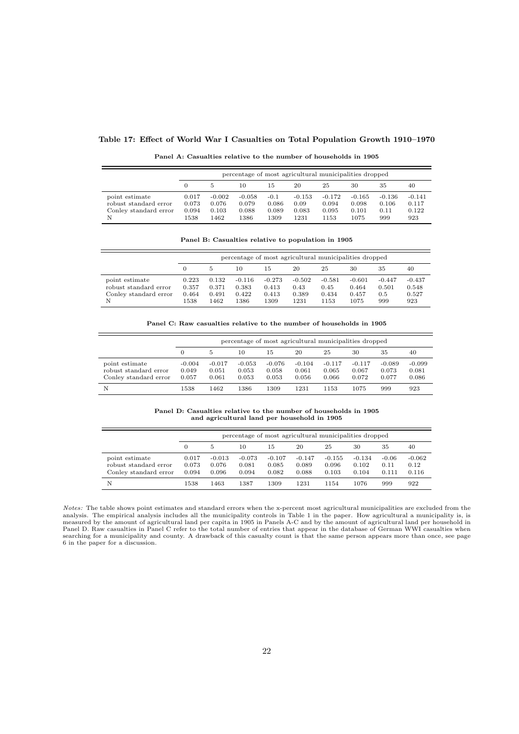**Table 17: Effect of World War I Casualties on Total Population Growth 1910–1970**

**Panel A: Casualties relative to the number of households in 1905**

| | percentage of most agricultural municipalities dropped | | | | | | | | |
|---|---|---|---|---|---|---|---|---|---|
| | 0 | 5 | 10 | 15 | 20 | 25 | 30 | 35 | 40 |
| point estimate | 0.017 | -0.002 | -0.058 | -0.1 | -0.153 | -0.172 | -0.165 | -0.136 | -0.141 |
| robust standard error | 0.073 | 0.076 | 0.079 | 0.086 | 0.09 | 0.094 | 0.098 | 0.106 | 0.117 |
| Conley standard error | 0.094 | 0.103 | 0.088 | 0.089 | 0.083 | 0.095 | 0.101 | 0.11 | 0.122 |
| N | 1538 | 1462 | 1386 | 1309 | 1231 | 1153 | 1075 | 999 | 923 |

**Panel B: Casualties relative to population in 1905**

| | percentage of most agricultural municipalities dropped | | | | | | | | |
|---|---|---|---|---|---|---|---|---|---|
| | 0 | 5 | 10 | 15 | 20 | 25 | 30 | 35 | 40 |
| point estimate | 0.223 | 0.132 | -0.116 | -0.273 | -0.502 | -0.581 | -0.601 | -0.447 | -0.437 |
| robust standard error | 0.357 | 0.371 | 0.383 | 0.413 | 0.43 | 0.45 | 0.464 | 0.501 | 0.548 |
| Conley standard error | 0.464 | 0.491 | 0.422 | 0.413 | 0.389 | 0.434 | 0.457 | 0.5 | 0.527 |
| N | 1538 | 1462 | 1386 | 1309 | 1231 | 1153 | 1075 | 999 | 923 |

**Panel C: Raw casualties relative to the number of households in 1905**

| | percentage of most agricultural municipalities dropped | | | | | | | | |
|---|---|---|---|---|---|---|---|---|---|
| | 0 | 5 | 10 | 15 | 20 | 25 | 30 | 35 | 40 |
| point estimate | -0.004 | -0.017 | -0.053 | -0.076 | -0.104 | -0.117 | -0.117 | -0.089 | -0.099 |
| robust standard error | 0.049 | 0.051 | 0.053 | 0.058 | 0.061 | 0.065 | 0.067 | 0.073 | 0.081 |
| Conley standard error | 0.057 | 0.061 | 0.053 | 0.053 | 0.056 | 0.066 | 0.072 | 0.077 | 0.086 |
| N | 1538 | 1462 | 1386 | 1309 | 1231 | 1153 | 1075 | 999 | 923 |

**Panel D: Casualties relative to the number of households in 1905 and agricultural land per household in 1905**

| | percentage of most agricultural municipalities dropped | | | | | | | | |
|---|---|---|---|---|---|---|---|---|---|
| | 0 | 5 | 10 | 15 | 20 | 25 | 30 | 35 | 40 |
| point estimate | 0.017 | -0.013 | -0.073 | -0.107 | -0.147 | -0.155 | -0.134 | -0.06 | -0.062 |
| robust standard error | 0.073 | 0.076 | 0.081 | 0.085 | 0.089 | 0.096 | 0.102 | 0.11 | 0.12 |
| Conley standard error | 0.094 | 0.096 | 0.094 | 0.082 | 0.088 | 0.103 | 0.104 | 0.111 | 0.116 |
| N | 1538 | 1463 | 1387 | 1309 | 1231 | 1154 | 1076 | 999 | 922 |

*Notes:* The table shows point estimates and standard errors when the x-percent most agricultural municipalities are excluded from the analysis. The empirical analysis includes all the municipality controls in Table 1 in the paper. How agricultural a municipality is, is measured by the amount of agricultural land per capita in 1905 in Panels A-C and by the amount of agricultural land per household in Panel D. Raw casualties in Panel C refer to the total number of entries that appear in the database of German WWI casualties when searching for a municipality and county. A drawback of this casualty count is that the same person appears more than once, see page 6 in the paper for a discussion.